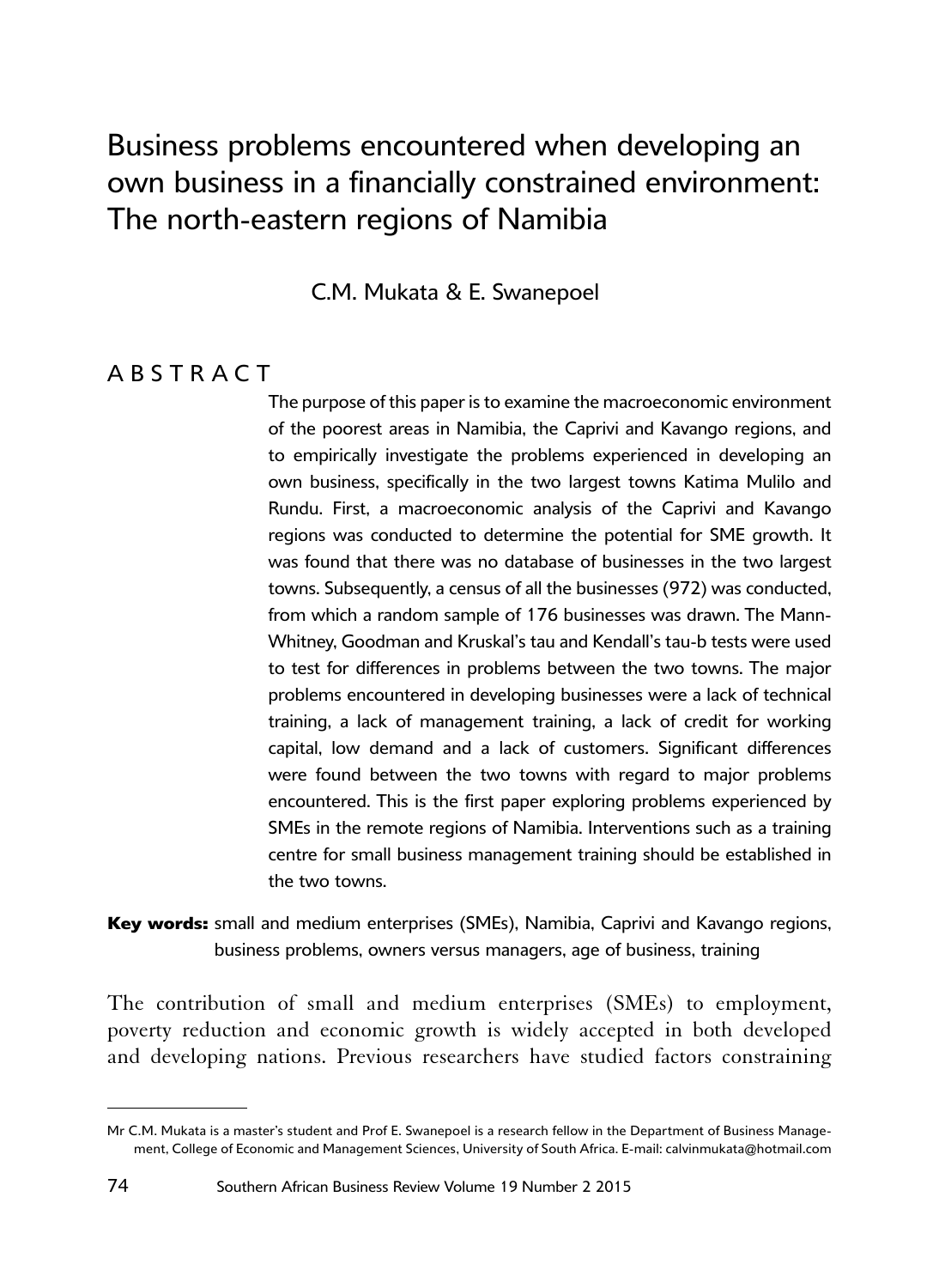# Business problems encountered when developing an own business in a financially constrained environment: The north-eastern regions of Namibia

C.M. Mukata & E. Swanepoel

## ABSTRACT

The purpose of this paper is to examine the macroeconomic environment of the poorest areas in Namibia, the Caprivi and Kavango regions, and to empirically investigate the problems experienced in developing an own business, specifically in the two largest towns Katima Mulilo and Rundu. First, a macroeconomic analysis of the Caprivi and Kavango regions was conducted to determine the potential for SME growth. It was found that there was no database of businesses in the two largest towns. Subsequently, a census of all the businesses (972) was conducted, from which a random sample of 176 businesses was drawn. The Mann-Whitney, Goodman and Kruskal's tau and Kendall's tau-b tests were used to test for differences in problems between the two towns. The major problems encountered in developing businesses were a lack of technical training, a lack of management training, a lack of credit for working capital, low demand and a lack of customers. Significant differences were found between the two towns with regard to major problems encountered. This is the first paper exploring problems experienced by SMEs in the remote regions of Namibia. Interventions such as a training centre for small business management training should be established in the two towns.

**Key words:** small and medium enterprises (SMEs), Namibia, Caprivi and Kavango regions, business problems, owners versus managers, age of business, training

The contribution of small and medium enterprises (SMEs) to employment, poverty reduction and economic growth is widely accepted in both developed and developing nations. Previous researchers have studied factors constraining

---

Mr C.M. Mukata is a master's student and Prof E. Swanepoel is a research fellow in the Department of Business Management, College of Economic and Management Sciences, University of South Africa. E-mail: calvinmukata@hotmail.com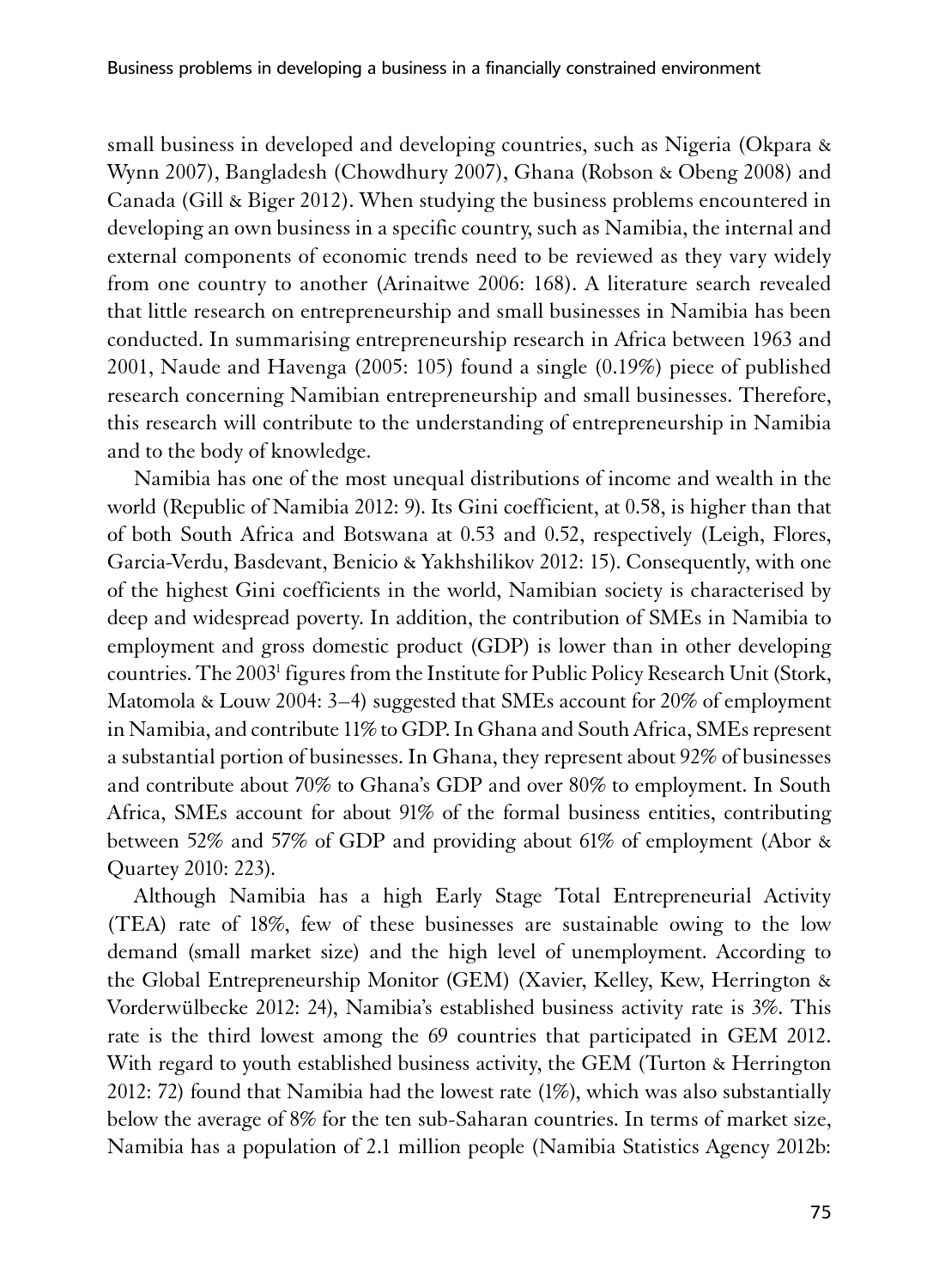small business in developed and developing countries, such as Nigeria (Okpara & Wynn 2007), Bangladesh (Chowdhury 2007), Ghana (Robson & Obeng 2008) and Canada (Gill & Biger 2012). When studying the business problems encountered in developing an own business in a specific country, such as Namibia, the internal and external components of economic trends need to be reviewed as they vary widely from one country to another (Arinaitwe 2006: 168). A literature search revealed that little research on entrepreneurship and small businesses in Namibia has been conducted. In summarising entrepreneurship research in Africa between 1963 and 2001, Naude and Havenga (2005: 105) found a single (0.19%) piece of published research concerning Namibian entrepreneurship and small businesses. Therefore, this research will contribute to the understanding of entrepreneurship in Namibia and to the body of knowledge.

Namibia has one of the most unequal distributions of income and wealth in the world (Republic of Namibia 2012: 9). Its Gini coefficient, at 0.58, is higher than that of both South Africa and Botswana at 0.53 and 0.52, respectively (Leigh, Flores, Garcia-Verdu, Basdevant, Benicio & Yakhshilikov 2012: 15). Consequently, with one of the highest Gini coefficients in the world, Namibian society is characterised by deep and widespread poverty. In addition, the contribution of SMEs in Namibia to employment and gross domestic product (GDP) is lower than in other developing countries. The 2003[1] figures from the Institute for Public Policy Research Unit (Stork, Matomola & Louw 2004: 3–4) suggested that SMEs account for 20% of employment in Namibia, and contribute 11% to GDP. In Ghana and South Africa, SMEs represent a substantial portion of businesses. In Ghana, they represent about 92% of businesses and contribute about 70% to Ghana's GDP and over 80% to employment. In South Africa, SMEs account for about 91% of the formal business entities, contributing between 52% and 57% of GDP and providing about 61% of employment (Abor & Quartey 2010: 223).

Although Namibia has a high Early Stage Total Entrepreneurial Activity (TEA) rate of 18%, few of these businesses are sustainable owing to the low demand (small market size) and the high level of unemployment. According to the Global Entrepreneurship Monitor (GEM) (Xavier, Kelley, Kew, Herrington & Vorderwülbecke 2012: 24), Namibia's established business activity rate is 3%. This rate is the third lowest among the 69 countries that participated in GEM 2012. With regard to youth established business activity, the GEM (Turton & Herrington 2012: 72) found that Namibia had the lowest rate (1%), which was also substantially below the average of 8% for the ten sub-Saharan countries. In terms of market size, Namibia has a population of 2.1 million people (Namibia Statistics Agency 2012b: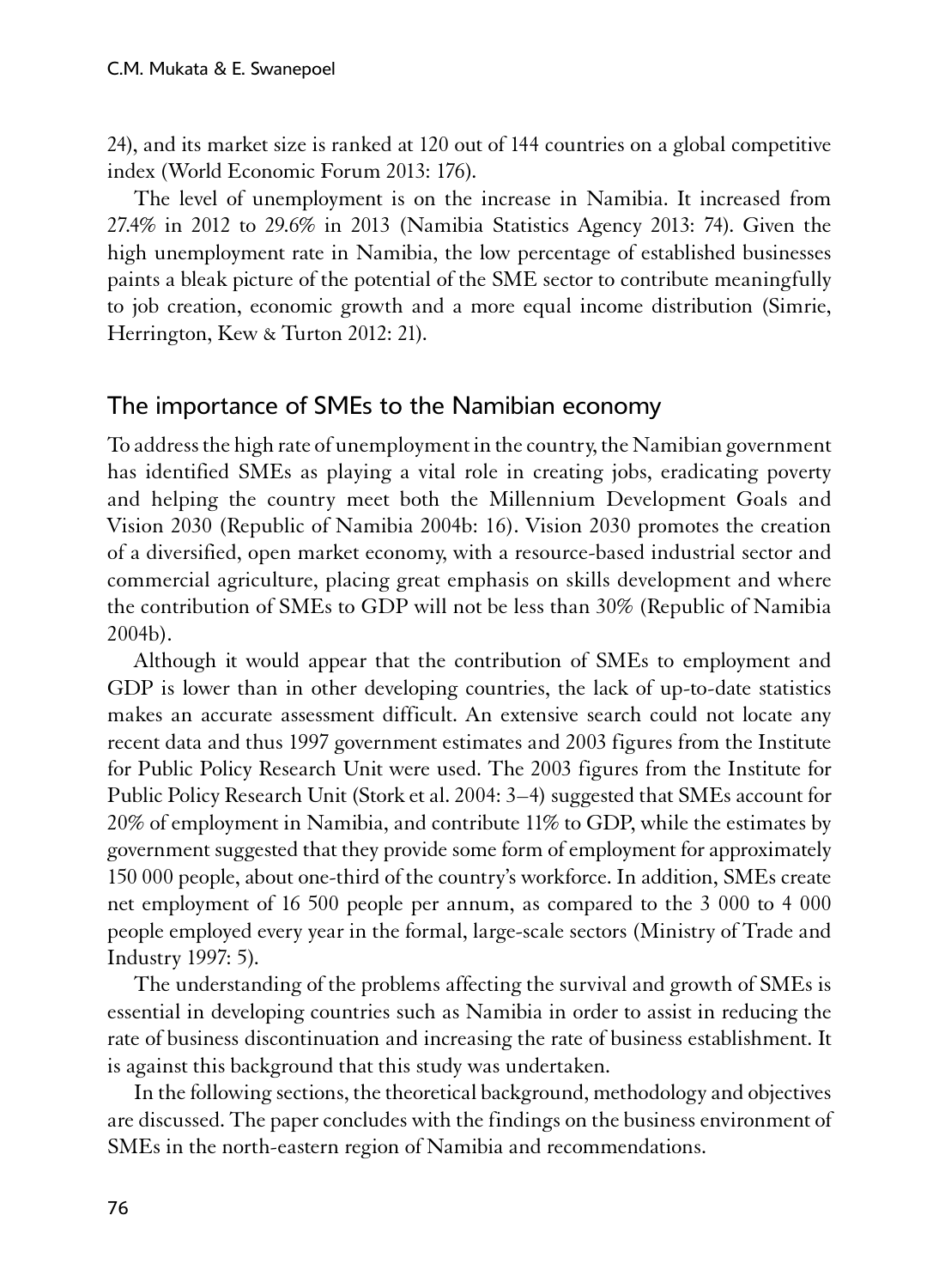24), and its market size is ranked at 120 out of 144 countries on a global competitive index (World Economic Forum 2013: 176).

The level of unemployment is on the increase in Namibia. It increased from 27.4% in 2012 to 29.6% in 2013 (Namibia Statistics Agency 2013: 74). Given the high unemployment rate in Namibia, the low percentage of established businesses paints a bleak picture of the potential of the SME sector to contribute meaningfully to job creation, economic growth and a more equal income distribution (Simrie, Herrington, Kew & Turton 2012: 21).

## The importance of SMEs to the Namibian economy

To address the high rate of unemployment in the country, the Namibian government has identified SMEs as playing a vital role in creating jobs, eradicating poverty and helping the country meet both the Millennium Development Goals and Vision 2030 (Republic of Namibia 2004b: 16). Vision 2030 promotes the creation of a diversified, open market economy, with a resource-based industrial sector and commercial agriculture, placing great emphasis on skills development and where the contribution of SMEs to GDP will not be less than 30% (Republic of Namibia 2004b).

Although it would appear that the contribution of SMEs to employment and GDP is lower than in other developing countries, the lack of up-to-date statistics makes an accurate assessment difficult. An extensive search could not locate any recent data and thus 1997 government estimates and 2003 figures from the Institute for Public Policy Research Unit were used. The 2003 figures from the Institute for Public Policy Research Unit (Stork et al. 2004: 3–4) suggested that SMEs account for 20% of employment in Namibia, and contribute 11% to GDP, while the estimates by government suggested that they provide some form of employment for approximately 150 000 people, about one-third of the country's workforce. In addition, SMEs create net employment of 16 500 people per annum, as compared to the 3 000 to 4 000 people employed every year in the formal, large-scale sectors (Ministry of Trade and Industry 1997: 5).

The understanding of the problems affecting the survival and growth of SMEs is essential in developing countries such as Namibia in order to assist in reducing the rate of business discontinuation and increasing the rate of business establishment. It is against this background that this study was undertaken.

In the following sections, the theoretical background, methodology and objectives are discussed. The paper concludes with the findings on the business environment of SMEs in the north-eastern region of Namibia and recommendations.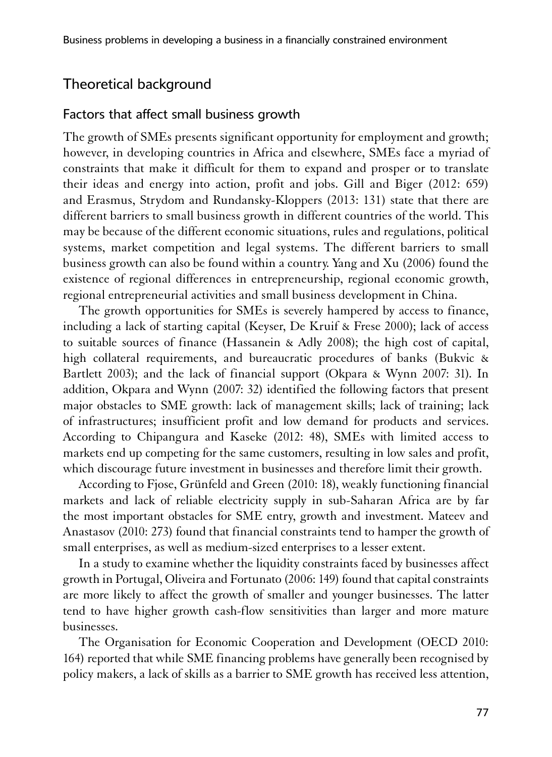## Theoretical background

### Factors that affect small business growth

The growth of SMEs presents significant opportunity for employment and growth; however, in developing countries in Africa and elsewhere, SMEs face a myriad of constraints that make it difficult for them to expand and prosper or to translate their ideas and energy into action, profit and jobs. Gill and Biger (2012: 659) and Erasmus, Strydom and Rundansky-Kloppers (2013: 131) state that there are different barriers to small business growth in different countries of the world. This may be because of the different economic situations, rules and regulations, political systems, market competition and legal systems. The different barriers to small business growth can also be found within a country. Yang and Xu (2006) found the existence of regional differences in entrepreneurship, regional economic growth, regional entrepreneurial activities and small business development in China.

The growth opportunities for SMEs is severely hampered by access to finance, including a lack of starting capital (Keyser, De Kruif & Frese 2000); lack of access to suitable sources of finance (Hassanein & Adly 2008); the high cost of capital, high collateral requirements, and bureaucratic procedures of banks (Bukvic & Bartlett 2003); and the lack of financial support (Okpara & Wynn 2007: 31). In addition, Okpara and Wynn (2007: 32) identified the following factors that present major obstacles to SME growth: lack of management skills; lack of training; lack of infrastructures; insufficient profit and low demand for products and services. According to Chipangura and Kaseke (2012: 48), SMEs with limited access to markets end up competing for the same customers, resulting in low sales and profit, which discourage future investment in businesses and therefore limit their growth.

According to Fjose, Grünfeld and Green (2010: 18), weakly functioning financial markets and lack of reliable electricity supply in sub-Saharan Africa are by far the most important obstacles for SME entry, growth and investment. Mateev and Anastasov (2010: 273) found that financial constraints tend to hamper the growth of small enterprises, as well as medium-sized enterprises to a lesser extent.

In a study to examine whether the liquidity constraints faced by businesses affect growth in Portugal, Oliveira and Fortunato (2006: 149) found that capital constraints are more likely to affect the growth of smaller and younger businesses. The latter tend to have higher growth cash-flow sensitivities than larger and more mature businesses.

The Organisation for Economic Cooperation and Development (OECD 2010: 164) reported that while SME financing problems have generally been recognised by policy makers, a lack of skills as a barrier to SME growth has received less attention,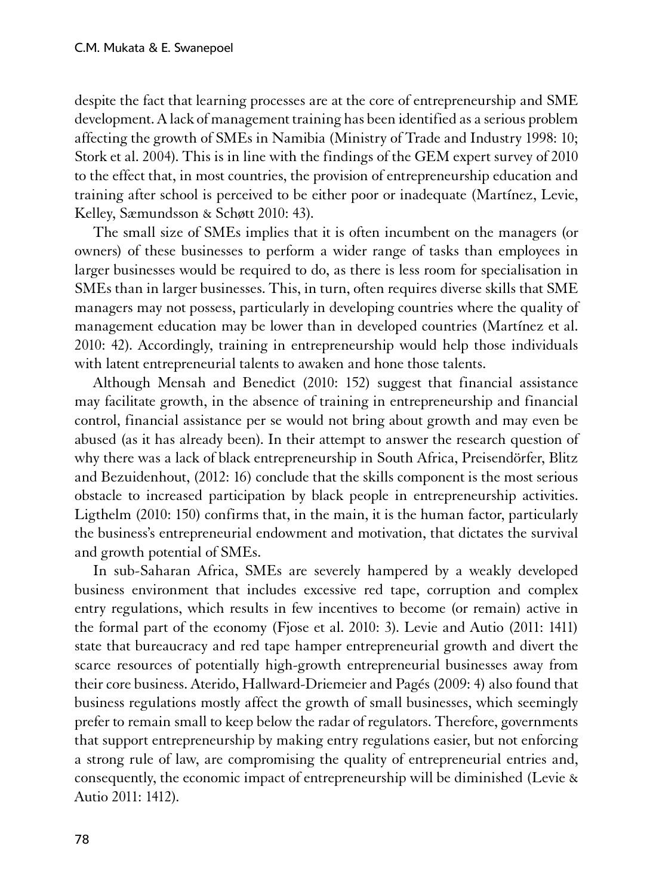despite the fact that learning processes are at the core of entrepreneurship and SME development. A lack of management training has been identified as a serious problem affecting the growth of SMEs in Namibia (Ministry of Trade and Industry 1998: 10; Stork et al. 2004). This is in line with the findings of the GEM expert survey of 2010 to the effect that, in most countries, the provision of entrepreneurship education and training after school is perceived to be either poor or inadequate (Martínez, Levie, Kelley, Sæmundsson & Schøtt 2010: 43).

The small size of SMEs implies that it is often incumbent on the managers (or owners) of these businesses to perform a wider range of tasks than employees in larger businesses would be required to do, as there is less room for specialisation in SMEs than in larger businesses. This, in turn, often requires diverse skills that SME managers may not possess, particularly in developing countries where the quality of management education may be lower than in developed countries (Martínez et al. 2010: 42). Accordingly, training in entrepreneurship would help those individuals with latent entrepreneurial talents to awaken and hone those talents.

Although Mensah and Benedict (2010: 152) suggest that financial assistance may facilitate growth, in the absence of training in entrepreneurship and financial control, financial assistance per se would not bring about growth and may even be abused (as it has already been). In their attempt to answer the research question of why there was a lack of black entrepreneurship in South Africa, Preisendörfer, Blitz and Bezuidenhout, (2012: 16) conclude that the skills component is the most serious obstacle to increased participation by black people in entrepreneurship activities. Ligthelm (2010: 150) confirms that, in the main, it is the human factor, particularly the business's entrepreneurial endowment and motivation, that dictates the survival and growth potential of SMEs.

In sub-Saharan Africa, SMEs are severely hampered by a weakly developed business environment that includes excessive red tape, corruption and complex entry regulations, which results in few incentives to become (or remain) active in the formal part of the economy (Fjose et al. 2010: 3). Levie and Autio (2011: 1411) state that bureaucracy and red tape hamper entrepreneurial growth and divert the scarce resources of potentially high-growth entrepreneurial businesses away from their core business. Aterido, Hallward-Driemeier and Pagés (2009: 4) also found that business regulations mostly affect the growth of small businesses, which seemingly prefer to remain small to keep below the radar of regulators. Therefore, governments that support entrepreneurship by making entry regulations easier, but not enforcing a strong rule of law, are compromising the quality of entrepreneurial entries and, consequently, the economic impact of entrepreneurship will be diminished (Levie & Autio 2011: 1412).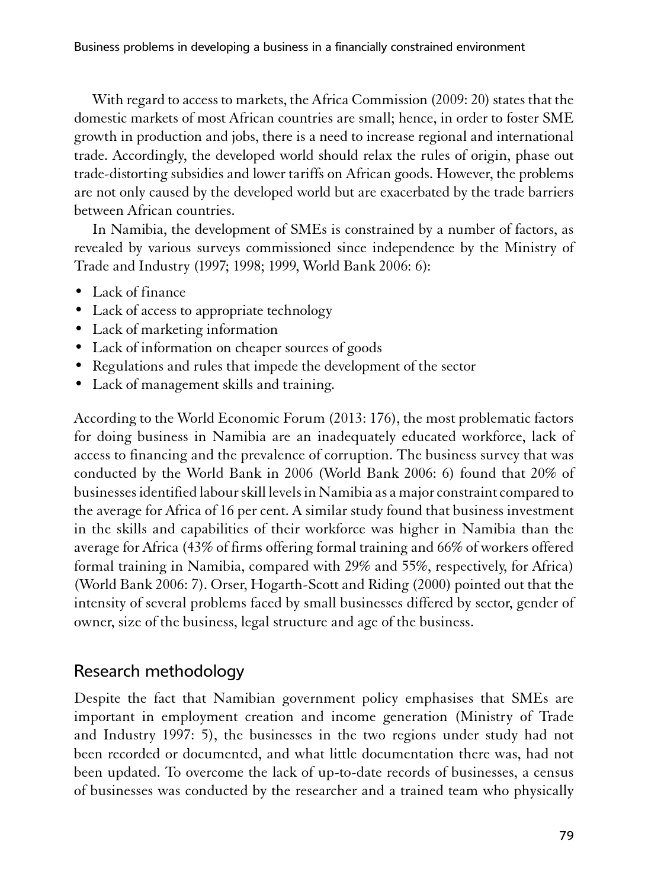With regard to access to markets, the Africa Commission (2009: 20) states that the domestic markets of most African countries are small; hence, in order to foster SME growth in production and jobs, there is a need to increase regional and international trade. Accordingly, the developed world should relax the rules of origin, phase out trade-distorting subsidies and lower tariffs on African goods. However, the problems are not only caused by the developed world but are exacerbated by the trade barriers between African countries.

In Namibia, the development of SMEs is constrained by a number of factors, as revealed by various surveys commissioned since independence by the Ministry of Trade and Industry (1997; 1998; 1999, World Bank 2006: 6):

- Lack of finance
- Lack of access to appropriate technology
- Lack of marketing information
- Lack of information on cheaper sources of goods
- Regulations and rules that impede the development of the sector
- Lack of management skills and training.

According to the World Economic Forum (2013: 176), the most problematic factors for doing business in Namibia are an inadequately educated workforce, lack of access to financing and the prevalence of corruption. The business survey that was conducted by the World Bank in 2006 (World Bank 2006: 6) found that 20% of businesses identified labour skill levels in Namibia as a major constraint compared to the average for Africa of 16 per cent. A similar study found that business investment in the skills and capabilities of their workforce was higher in Namibia than the average for Africa (43% of firms offering formal training and 66% of workers offered formal training in Namibia, compared with 29% and 55%, respectively, for Africa) (World Bank 2006: 7). Orser, Hogarth-Scott and Riding (2000) pointed out that the intensity of several problems faced by small businesses differed by sector, gender of owner, size of the business, legal structure and age of the business.

## Research methodology

Despite the fact that Namibian government policy emphasises that SMEs are important in employment creation and income generation (Ministry of Trade and Industry 1997: 5), the businesses in the two regions under study had not been recorded or documented, and what little documentation there was, had not been updated. To overcome the lack of up-to-date records of businesses, a census of businesses was conducted by the researcher and a trained team who physically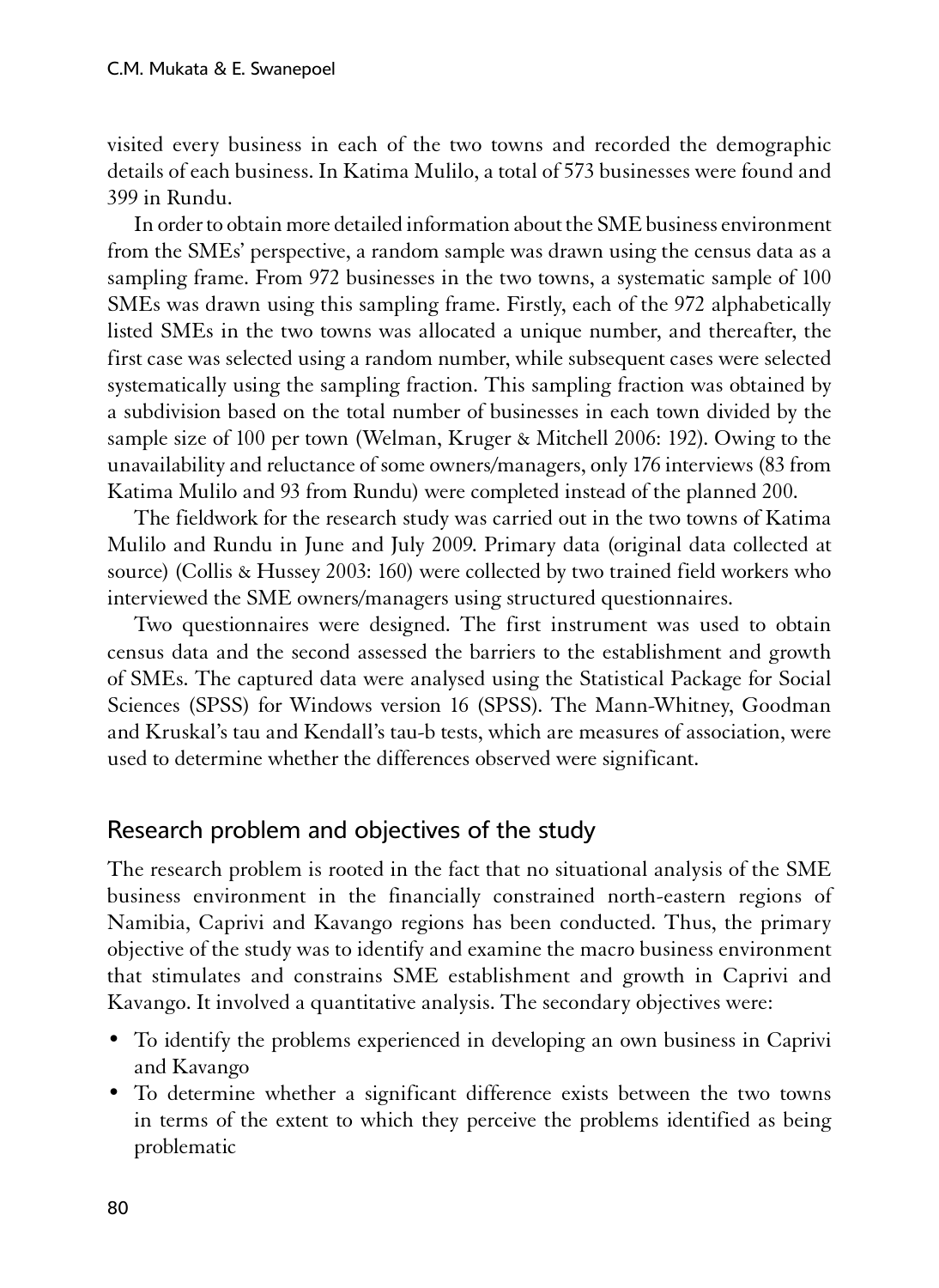visited every business in each of the two towns and recorded the demographic details of each business. In Katima Mulilo, a total of 573 businesses were found and 399 in Rundu.

In order to obtain more detailed information about the SME business environment from the SMEs' perspective, a random sample was drawn using the census data as a sampling frame. From 972 businesses in the two towns, a systematic sample of 100 SMEs was drawn using this sampling frame. Firstly, each of the 972 alphabetically listed SMEs in the two towns was allocated a unique number, and thereafter, the first case was selected using a random number, while subsequent cases were selected systematically using the sampling fraction. This sampling fraction was obtained by a subdivision based on the total number of businesses in each town divided by the sample size of 100 per town (Welman, Kruger & Mitchell 2006: 192). Owing to the unavailability and reluctance of some owners/managers, only 176 interviews (83 from Katima Mulilo and 93 from Rundu) were completed instead of the planned 200.

The fieldwork for the research study was carried out in the two towns of Katima Mulilo and Rundu in June and July 2009. Primary data (original data collected at source) (Collis & Hussey 2003: 160) were collected by two trained field workers who interviewed the SME owners/managers using structured questionnaires.

Two questionnaires were designed. The first instrument was used to obtain census data and the second assessed the barriers to the establishment and growth of SMEs. The captured data were analysed using the Statistical Package for Social Sciences (SPSS) for Windows version 16 (SPSS). The Mann-Whitney, Goodman and Kruskal's tau and Kendall's tau-b tests, which are measures of association, were used to determine whether the differences observed were significant.

## Research problem and objectives of the study

The research problem is rooted in the fact that no situational analysis of the SME business environment in the financially constrained north-eastern regions of Namibia, Caprivi and Kavango regions has been conducted. Thus, the primary objective of the study was to identify and examine the macro business environment that stimulates and constrains SME establishment and growth in Caprivi and Kavango. It involved a quantitative analysis. The secondary objectives were:

- To identify the problems experienced in developing an own business in Caprivi and Kavango
- To determine whether a significant difference exists between the two towns in terms of the extent to which they perceive the problems identified as being problematic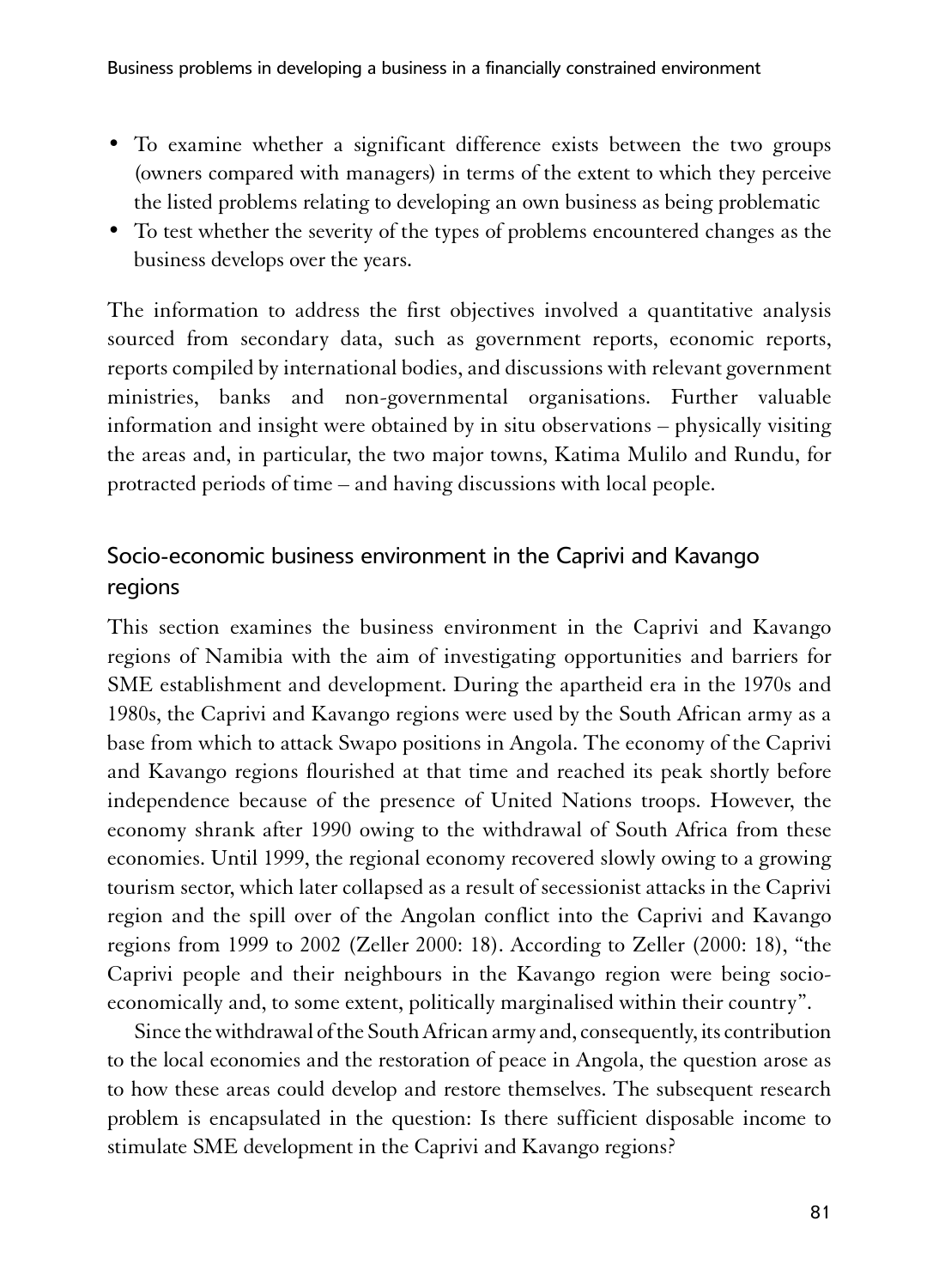- To examine whether a significant difference exists between the two groups (owners compared with managers) in terms of the extent to which they perceive the listed problems relating to developing an own business as being problematic
- To test whether the severity of the types of problems encountered changes as the business develops over the years.

The information to address the first objectives involved a quantitative analysis sourced from secondary data, such as government reports, economic reports, reports compiled by international bodies, and discussions with relevant government ministries, banks and non-governmental organisations. Further valuable information and insight were obtained by in situ observations – physically visiting the areas and, in particular, the two major towns, Katima Mulilo and Rundu, for protracted periods of time – and having discussions with local people.

## Socio-economic business environment in the Caprivi and Kavango regions

This section examines the business environment in the Caprivi and Kavango regions of Namibia with the aim of investigating opportunities and barriers for SME establishment and development. During the apartheid era in the 1970s and 1980s, the Caprivi and Kavango regions were used by the South African army as a base from which to attack Swapo positions in Angola. The economy of the Caprivi and Kavango regions flourished at that time and reached its peak shortly before independence because of the presence of United Nations troops. However, the economy shrank after 1990 owing to the withdrawal of South Africa from these economies. Until 1999, the regional economy recovered slowly owing to a growing tourism sector, which later collapsed as a result of secessionist attacks in the Caprivi region and the spill over of the Angolan conflict into the Caprivi and Kavango regions from 1999 to 2002 (Zeller 2000: 18). According to Zeller (2000: 18), "the Caprivi people and their neighbours in the Kavango region were being socio-economically and, to some extent, politically marginalised within their country".

Since the withdrawal of the South African army and, consequently, its contribution to the local economies and the restoration of peace in Angola, the question arose as to how these areas could develop and restore themselves. The subsequent research problem is encapsulated in the question: Is there sufficient disposable income to stimulate SME development in the Caprivi and Kavango regions?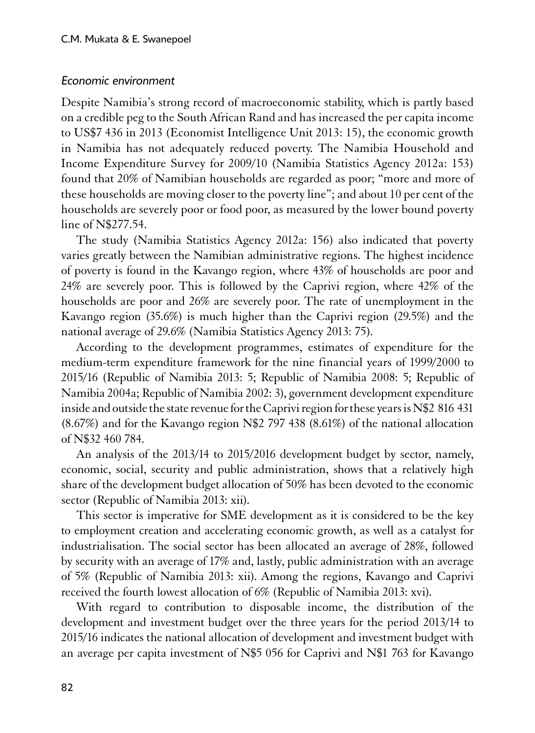### *Economic environment*

Despite Namibia's strong record of macroeconomic stability, which is partly based on a credible peg to the South African Rand and has increased the per capita income to US$7 436 in 2013 (Economist Intelligence Unit 2013: 15), the economic growth in Namibia has not adequately reduced poverty. The Namibia Household and Income Expenditure Survey for 2009/10 (Namibia Statistics Agency 2012a: 153) found that 20% of Namibian households are regarded as poor; "more and more of these households are moving closer to the poverty line"; and about 10 per cent of the households are severely poor or food poor, as measured by the lower bound poverty line of N$277.54.

The study (Namibia Statistics Agency 2012a: 156) also indicated that poverty varies greatly between the Namibian administrative regions. The highest incidence of poverty is found in the Kavango region, where 43% of households are poor and 24% are severely poor. This is followed by the Caprivi region, where 42% of the households are poor and 26% are severely poor. The rate of unemployment in the Kavango region (35.6%) is much higher than the Caprivi region (29.5%) and the national average of 29.6% (Namibia Statistics Agency 2013: 75).

According to the development programmes, estimates of expenditure for the medium-term expenditure framework for the nine financial years of 1999/2000 to 2015/16 (Republic of Namibia 2013: 5; Republic of Namibia 2008: 5; Republic of Namibia 2004a; Republic of Namibia 2002: 3), government development expenditure inside and outside the state revenue for the Caprivi region for these years is N$2 816 431 (8.67%) and for the Kavango region N$2 797 438 (8.61%) of the national allocation of N$32 460 784.

An analysis of the 2013/14 to 2015/2016 development budget by sector, namely, economic, social, security and public administration, shows that a relatively high share of the development budget allocation of 50% has been devoted to the economic sector (Republic of Namibia 2013: xii).

This sector is imperative for SME development as it is considered to be the key to employment creation and accelerating economic growth, as well as a catalyst for industrialisation. The social sector has been allocated an average of 28%, followed by security with an average of 17% and, lastly, public administration with an average of 5% (Republic of Namibia 2013: xii). Among the regions, Kavango and Caprivi received the fourth lowest allocation of 6% (Republic of Namibia 2013: xvi).

With regard to contribution to disposable income, the distribution of the development and investment budget over the three years for the period 2013/14 to 2015/16 indicates the national allocation of development and investment budget with an average per capita investment of N$5 056 for Caprivi and N$1 763 for Kavango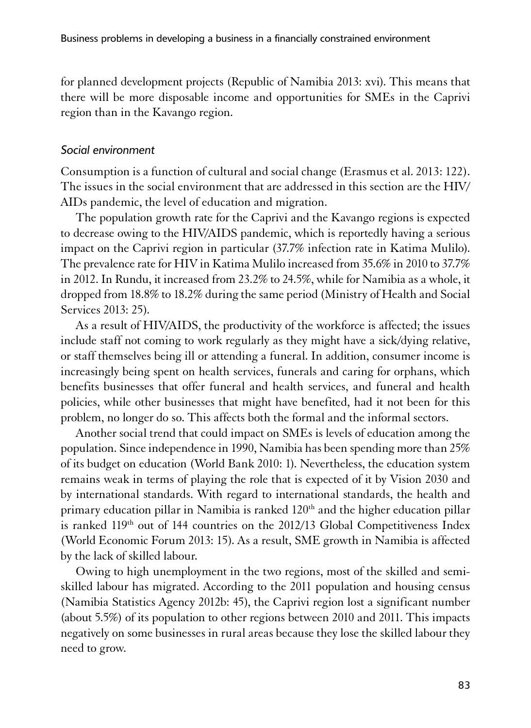for planned development projects (Republic of Namibia 2013: xvi). This means that there will be more disposable income and opportunities for SMEs in the Caprivi region than in the Kavango region.

### *Social environment*

Consumption is a function of cultural and social change (Erasmus et al. 2013: 122). The issues in the social environment that are addressed in this section are the HIV/AIDs pandemic, the level of education and migration.

The population growth rate for the Caprivi and the Kavango regions is expected to decrease owing to the HIV/AIDS pandemic, which is reportedly having a serious impact on the Caprivi region in particular (37.7% infection rate in Katima Mulilo). The prevalence rate for HIV in Katima Mulilo increased from 35.6% in 2010 to 37.7% in 2012. In Rundu, it increased from 23.2% to 24.5%, while for Namibia as a whole, it dropped from 18.8% to 18.2% during the same period (Ministry of Health and Social Services 2013: 25).

As a result of HIV/AIDS, the productivity of the workforce is affected; the issues include staff not coming to work regularly as they might have a sick/dying relative, or staff themselves being ill or attending a funeral. In addition, consumer income is increasingly being spent on health services, funerals and caring for orphans, which benefits businesses that offer funeral and health services, and funeral and health policies, while other businesses that might have benefited, had it not been for this problem, no longer do so. This affects both the formal and the informal sectors.

Another social trend that could impact on SMEs is levels of education among the population. Since independence in 1990, Namibia has been spending more than 25% of its budget on education (World Bank 2010: 1). Nevertheless, the education system remains weak in terms of playing the role that is expected of it by Vision 2030 and by international standards. With regard to international standards, the health and primary education pillar in Namibia is ranked 120th and the higher education pillar is ranked 119th out of 144 countries on the 2012/13 Global Competitiveness Index (World Economic Forum 2013: 15). As a result, SME growth in Namibia is affected by the lack of skilled labour.

Owing to high unemployment in the two regions, most of the skilled and semi-skilled labour has migrated. According to the 2011 population and housing census (Namibia Statistics Agency 2012b: 45), the Caprivi region lost a significant number (about 5.5%) of its population to other regions between 2010 and 2011. This impacts negatively on some businesses in rural areas because they lose the skilled labour they need to grow.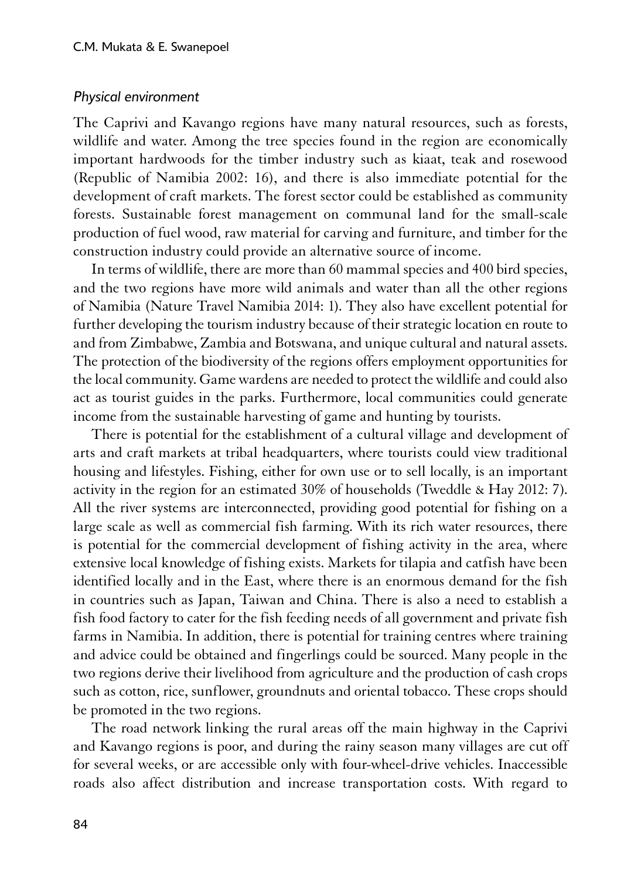*Physical environment*

The Caprivi and Kavango regions have many natural resources, such as forests, wildlife and water. Among the tree species found in the region are economically important hardwoods for the timber industry such as kiaat, teak and rosewood (Republic of Namibia 2002: 16), and there is also immediate potential for the development of craft markets. The forest sector could be established as community forests. Sustainable forest management on communal land for the small-scale production of fuel wood, raw material for carving and furniture, and timber for the construction industry could provide an alternative source of income.

In terms of wildlife, there are more than 60 mammal species and 400 bird species, and the two regions have more wild animals and water than all the other regions of Namibia (Nature Travel Namibia 2014: 1). They also have excellent potential for further developing the tourism industry because of their strategic location en route to and from Zimbabwe, Zambia and Botswana, and unique cultural and natural assets. The protection of the biodiversity of the regions offers employment opportunities for the local community. Game wardens are needed to protect the wildlife and could also act as tourist guides in the parks. Furthermore, local communities could generate income from the sustainable harvesting of game and hunting by tourists.

There is potential for the establishment of a cultural village and development of arts and craft markets at tribal headquarters, where tourists could view traditional housing and lifestyles. Fishing, either for own use or to sell locally, is an important activity in the region for an estimated 30% of households (Tweddle & Hay 2012: 7). All the river systems are interconnected, providing good potential for fishing on a large scale as well as commercial fish farming. With its rich water resources, there is potential for the commercial development of fishing activity in the area, where extensive local knowledge of fishing exists. Markets for tilapia and catfish have been identified locally and in the East, where there is an enormous demand for the fish in countries such as Japan, Taiwan and China. There is also a need to establish a fish food factory to cater for the fish feeding needs of all government and private fish farms in Namibia. In addition, there is potential for training centres where training and advice could be obtained and fingerlings could be sourced. Many people in the two regions derive their livelihood from agriculture and the production of cash crops such as cotton, rice, sunflower, groundnuts and oriental tobacco. These crops should be promoted in the two regions.

The road network linking the rural areas off the main highway in the Caprivi and Kavango regions is poor, and during the rainy season many villages are cut off for several weeks, or are accessible only with four-wheel-drive vehicles. Inaccessible roads also affect distribution and increase transportation costs. With regard to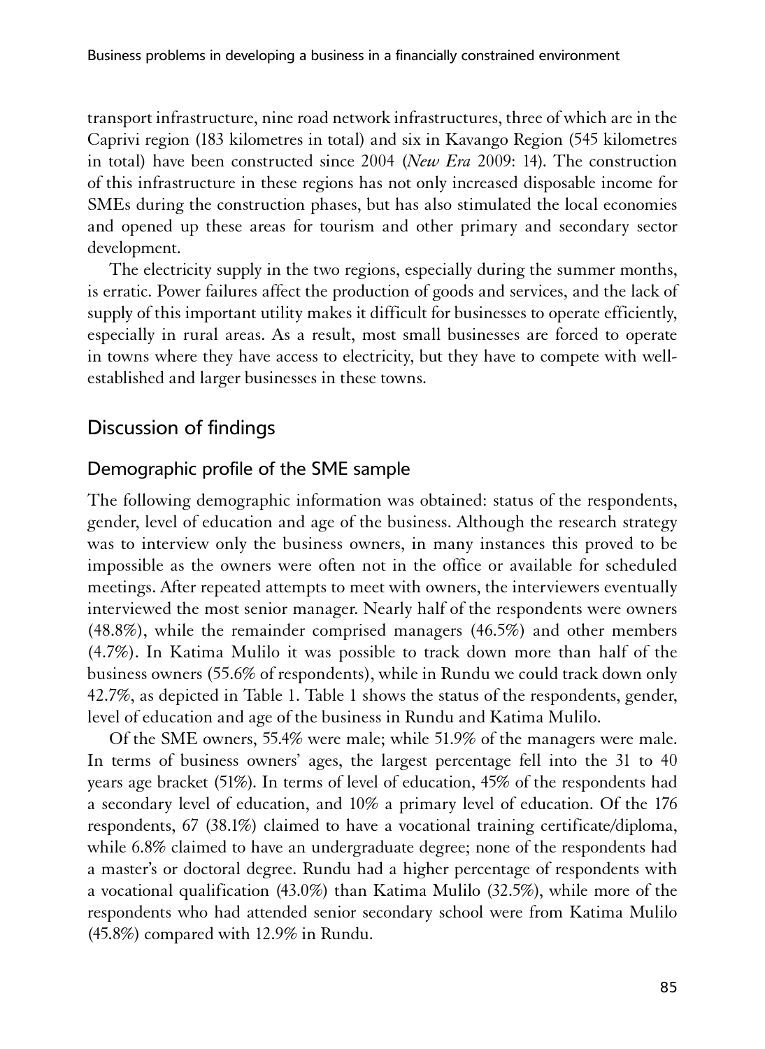transport infrastructure, nine road network infrastructures, three of which are in the Caprivi region (183 kilometres in total) and six in Kavango Region (545 kilometres in total) have been constructed since 2004 (*New Era* 2009: 14). The construction of this infrastructure in these regions has not only increased disposable income for SMEs during the construction phases, but has also stimulated the local economies and opened up these areas for tourism and other primary and secondary sector development.

The electricity supply in the two regions, especially during the summer months, is erratic. Power failures affect the production of goods and services, and the lack of supply of this important utility makes it difficult for businesses to operate efficiently, especially in rural areas. As a result, most small businesses are forced to operate in towns where they have access to electricity, but they have to compete with well-established and larger businesses in these towns.

## Discussion of findings

### Demographic profile of the SME sample

The following demographic information was obtained: status of the respondents, gender, level of education and age of the business. Although the research strategy was to interview only the business owners, in many instances this proved to be impossible as the owners were often not in the office or available for scheduled meetings. After repeated attempts to meet with owners, the interviewers eventually interviewed the most senior manager. Nearly half of the respondents were owners (48.8%), while the remainder comprised managers (46.5%) and other members (4.7%). In Katima Mulilo it was possible to track down more than half of the business owners (55.6% of respondents), while in Rundu we could track down only 42.7%, as depicted in Table 1. Table 1 shows the status of the respondents, gender, level of education and age of the business in Rundu and Katima Mulilo.

Of the SME owners, 55.4% were male; while 51.9% of the managers were male. In terms of business owners' ages, the largest percentage fell into the 31 to 40 years age bracket (51%). In terms of level of education, 45% of the respondents had a secondary level of education, and 10% a primary level of education. Of the 176 respondents, 67 (38.1%) claimed to have a vocational training certificate/diploma, while 6.8% claimed to have an undergraduate degree; none of the respondents had a master's or doctoral degree. Rundu had a higher percentage of respondents with a vocational qualification (43.0%) than Katima Mulilo (32.5%), while more of the respondents who had attended senior secondary school were from Katima Mulilo (45.8%) compared with 12.9% in Rundu.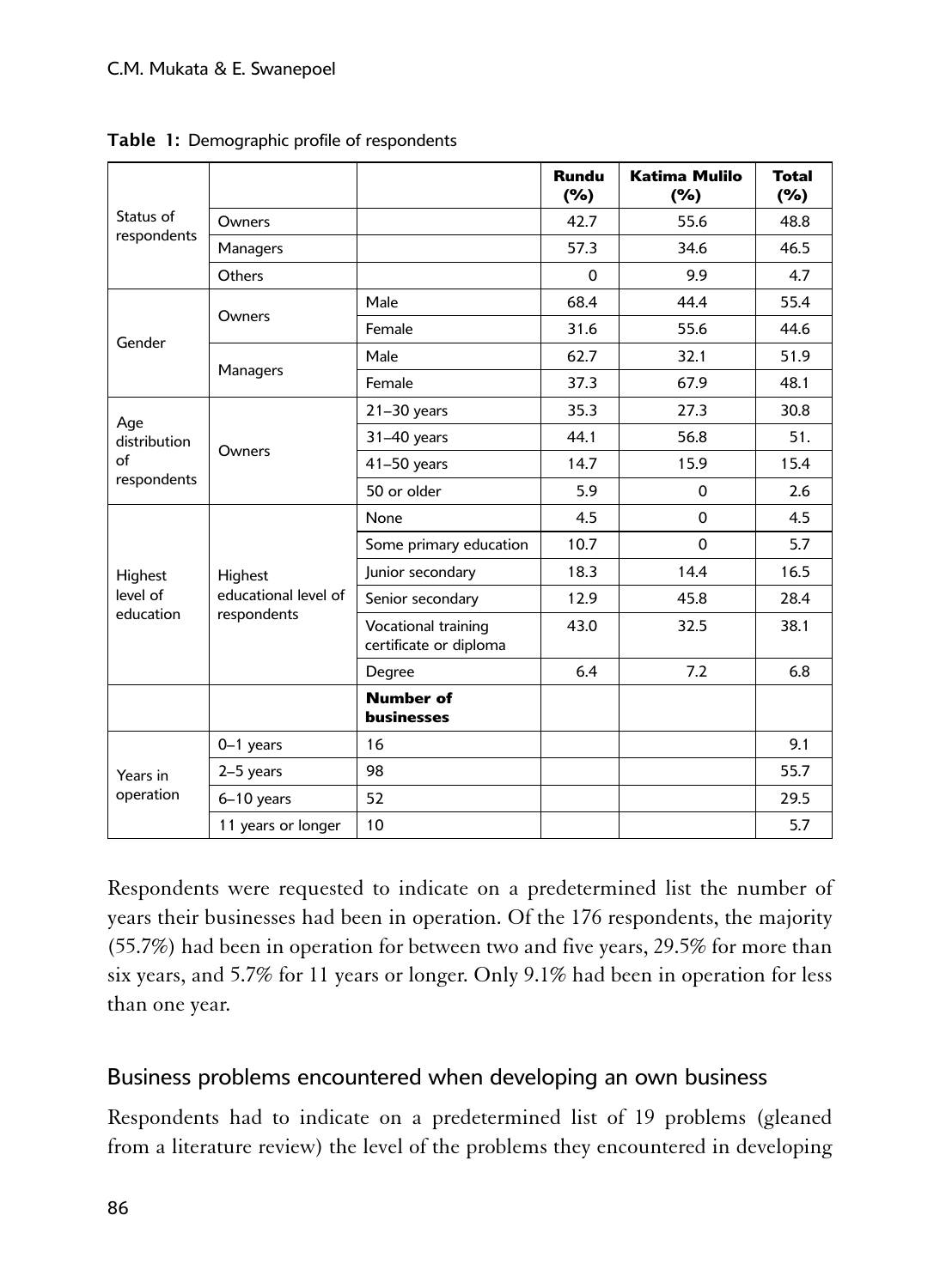**Table 1:** Demographic profile of respondents

| | | | Rundu (%) | Katima Mulilo (%) | Total (%) |
|---|---|---|---|---|---|
| Status of respondents | Owners | | 42.7 | 55.6 | 48.8 |
| | Managers | | 57.3 | 34.6 | 46.5 |
| | Others | | 0 | 9.9 | 4.7 |
| Gender | Owners | Male | 68.4 | 44.4 | 55.4 |
| | | Female | 31.6 | 55.6 | 44.6 |
| | Managers | Male | 62.7 | 32.1 | 51.9 |
| | | Female | 37.3 | 67.9 | 48.1 |
| Age distribution of respondents | Owners | 21–30 years | 35.3 | 27.3 | 30.8 |
| | | 31–40 years | 44.1 | 56.8 | 51. |
| | | 41–50 years | 14.7 | 15.9 | 15.4 |
| | | 50 or older | 5.9 | 0 | 2.6 |
| Highest level of education | Highest educational level of respondents | None | 4.5 | 0 | 4.5 |
| | | Some primary education | 10.7 | 0 | 5.7 |
| | | Junior secondary | 18.3 | 14.4 | 16.5 |
| | | Senior secondary | 12.9 | 45.8 | 28.4 |
| | | Vocational training certificate or diploma | 43.0 | 32.5 | 38.1 |
| | | Degree | 6.4 | 7.2 | 6.8 |
| | | **Number of businesses** | | | |
| Years in operation | 0–1 years | 16 | | | 9.1 |
| | 2–5 years | 98 | | | 55.7 |
| | 6–10 years | 52 | | | 29.5 |
| | 11 years or longer | 10 | | | 5.7 |

Respondents were requested to indicate on a predetermined list the number of years their businesses had been in operation. Of the 176 respondents, the majority (55.7%) had been in operation for between two and five years, 29.5% for more than six years, and 5.7% for 11 years or longer. Only 9.1% had been in operation for less than one year.

## Business problems encountered when developing an own business

Respondents had to indicate on a predetermined list of 19 problems (gleaned from a literature review) the level of the problems they encountered in developing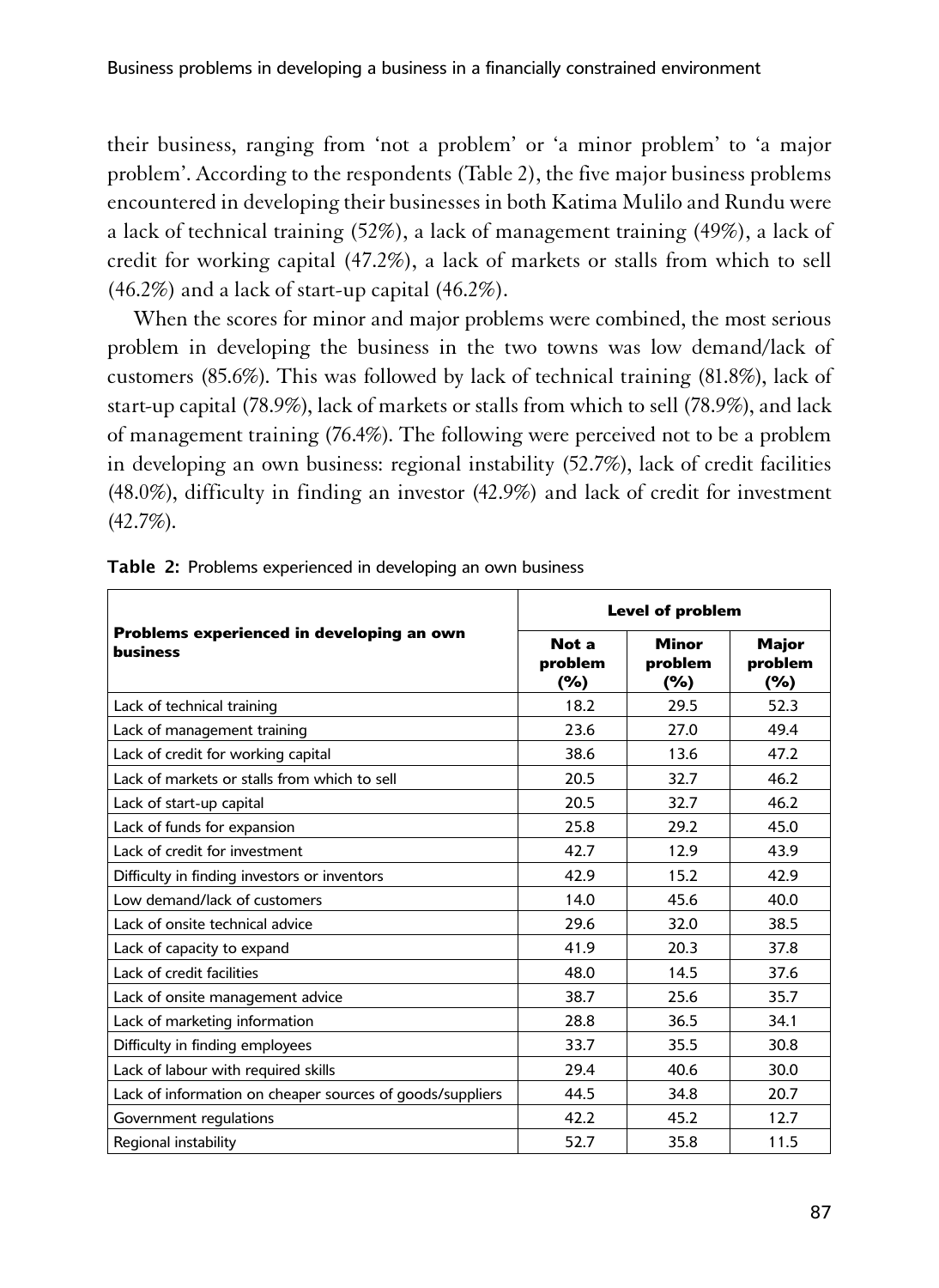their business, ranging from 'not a problem' or 'a minor problem' to 'a major problem'. According to the respondents (Table 2), the five major business problems encountered in developing their businesses in both Katima Mulilo and Rundu were a lack of technical training (52%), a lack of management training (49%), a lack of credit for working capital (47.2%), a lack of markets or stalls from which to sell (46.2%) and a lack of start-up capital (46.2%).

When the scores for minor and major problems were combined, the most serious problem in developing the business in the two towns was low demand/lack of customers (85.6%). This was followed by lack of technical training (81.8%), lack of start-up capital (78.9%), lack of markets or stalls from which to sell (78.9%), and lack of management training (76.4%). The following were perceived not to be a problem in developing an own business: regional instability (52.7%), lack of credit facilities (48.0%), difficulty in finding an investor (42.9%) and lack of credit for investment (42.7%).

**Table 2:** Problems experienced in developing an own business

| Problems experienced in developing an own business | Level of problem | | |
|---|---|---|---|
| | Not a problem (%) | Minor problem (%) | Major problem (%) |
| Lack of technical training | 18.2 | 29.5 | 52.3 |
| Lack of management training | 23.6 | 27.0 | 49.4 |
| Lack of credit for working capital | 38.6 | 13.6 | 47.2 |
| Lack of markets or stalls from which to sell | 20.5 | 32.7 | 46.2 |
| Lack of start-up capital | 20.5 | 32.7 | 46.2 |
| Lack of funds for expansion | 25.8 | 29.2 | 45.0 |
| Lack of credit for investment | 42.7 | 12.9 | 43.9 |
| Difficulty in finding investors or inventors | 42.9 | 15.2 | 42.9 |
| Low demand/lack of customers | 14.0 | 45.6 | 40.0 |
| Lack of onsite technical advice | 29.6 | 32.0 | 38.5 |
| Lack of capacity to expand | 41.9 | 20.3 | 37.8 |
| Lack of credit facilities | 48.0 | 14.5 | 37.6 |
| Lack of onsite management advice | 38.7 | 25.6 | 35.7 |
| Lack of marketing information | 28.8 | 36.5 | 34.1 |
| Difficulty in finding employees | 33.7 | 35.5 | 30.8 |
| Lack of labour with required skills | 29.4 | 40.6 | 30.0 |
| Lack of information on cheaper sources of goods/suppliers | 44.5 | 34.8 | 20.7 |
| Government regulations | 42.2 | 45.2 | 12.7 |
| Regional instability | 52.7 | 35.8 | 11.5 |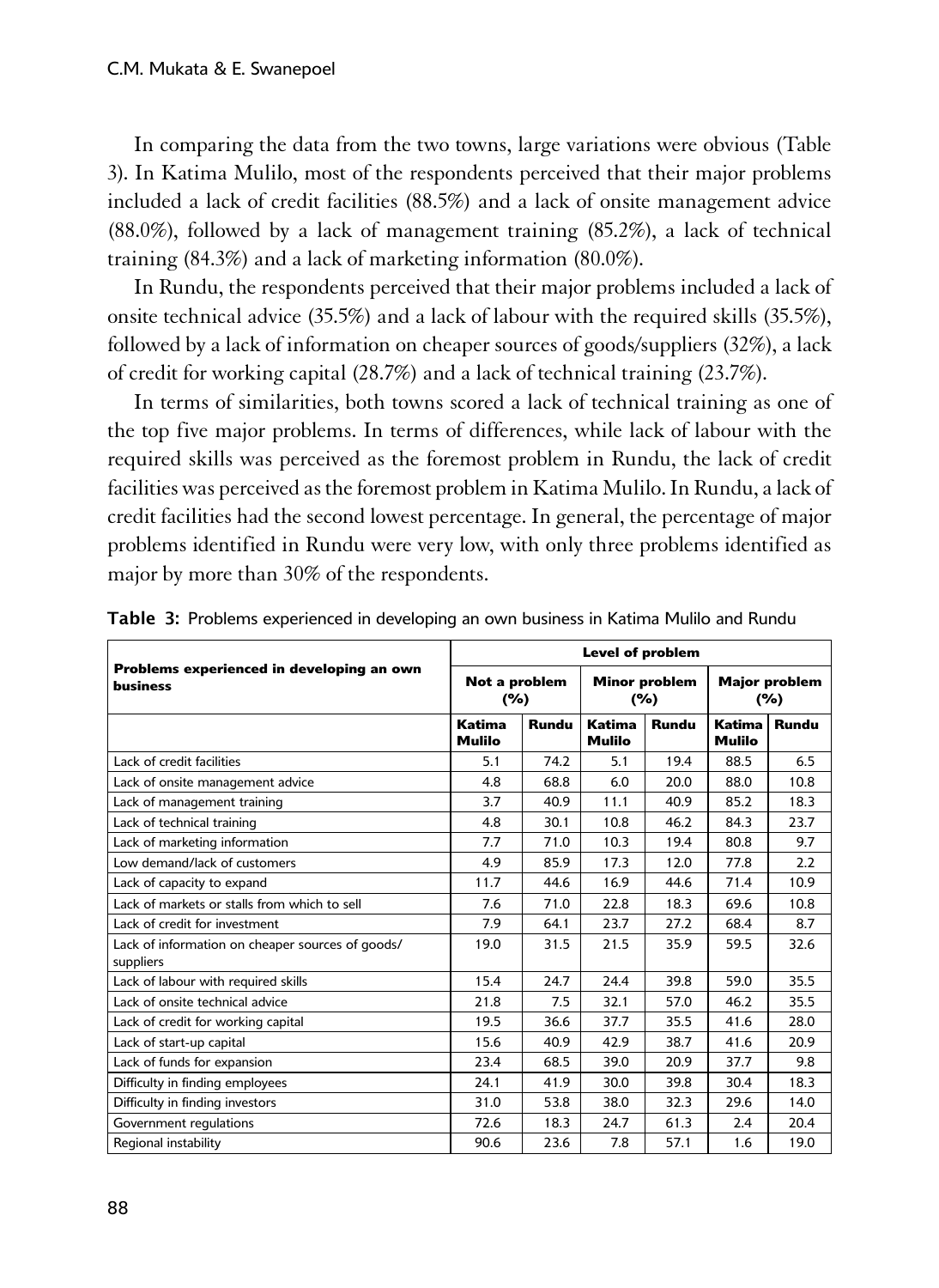In comparing the data from the two towns, large variations were obvious (Table 3). In Katima Mulilo, most of the respondents perceived that their major problems included a lack of credit facilities (88.5%) and a lack of onsite management advice (88.0%), followed by a lack of management training (85.2%), a lack of technical training (84.3%) and a lack of marketing information (80.0%).

In Rundu, the respondents perceived that their major problems included a lack of onsite technical advice (35.5%) and a lack of labour with the required skills (35.5%), followed by a lack of information on cheaper sources of goods/suppliers (32%), a lack of credit for working capital (28.7%) and a lack of technical training (23.7%).

In terms of similarities, both towns scored a lack of technical training as one of the top five major problems. In terms of differences, while lack of labour with the required skills was perceived as the foremost problem in Rundu, the lack of credit facilities was perceived as the foremost problem in Katima Mulilo. In Rundu, a lack of credit facilities had the second lowest percentage. In general, the percentage of major problems identified in Rundu were very low, with only three problems identified as major by more than 30% of the respondents.

**Table 3:** Problems experienced in developing an own business in Katima Mulilo and Rundu

| Problems experienced in developing an own business | Level of problem | | | | | |
|---|---|---|---|---|---|---|
| | Not a problem (%) | | Minor problem (%) | | Major problem (%) | |
| | Katima Mulilo | Rundu | Katima Mulilo | Rundu | Katima Mulilo | Rundu |
| Lack of credit facilities | 5.1 | 74.2 | 5.1 | 19.4 | 88.5 | 6.5 |
| Lack of onsite management advice | 4.8 | 68.8 | 6.0 | 20.0 | 88.0 | 10.8 |
| Lack of management training | 3.7 | 40.9 | 11.1 | 40.9 | 85.2 | 18.3 |
| Lack of technical training | 4.8 | 30.1 | 10.8 | 46.2 | 84.3 | 23.7 |
| Lack of marketing information | 7.7 | 71.0 | 10.3 | 19.4 | 80.8 | 9.7 |
| Low demand/lack of customers | 4.9 | 85.9 | 17.3 | 12.0 | 77.8 | 2.2 |
| Lack of capacity to expand | 11.7 | 44.6 | 16.9 | 44.6 | 71.4 | 10.9 |
| Lack of markets or stalls from which to sell | 7.6 | 71.0 | 22.8 | 18.3 | 69.6 | 10.8 |
| Lack of credit for investment | 7.9 | 64.1 | 23.7 | 27.2 | 68.4 | 8.7 |
| Lack of information on cheaper sources of goods/suppliers | 19.0 | 31.5 | 21.5 | 35.9 | 59.5 | 32.6 |
| Lack of labour with required skills | 15.4 | 24.7 | 24.4 | 39.8 | 59.0 | 35.5 |
| Lack of onsite technical advice | 21.8 | 7.5 | 32.1 | 57.0 | 46.2 | 35.5 |
| Lack of credit for working capital | 19.5 | 36.6 | 37.7 | 35.5 | 41.6 | 28.0 |
| Lack of start-up capital | 15.6 | 40.9 | 42.9 | 38.7 | 41.6 | 20.9 |
| Lack of funds for expansion | 23.4 | 68.5 | 39.0 | 20.9 | 37.7 | 9.8 |
| Difficulty in finding employees | 24.1 | 41.9 | 30.0 | 39.8 | 30.4 | 18.3 |
| Difficulty in finding investors | 31.0 | 53.8 | 38.0 | 32.3 | 29.6 | 14.0 |
| Government regulations | 72.6 | 18.3 | 24.7 | 61.3 | 2.4 | 20.4 |
| Regional instability | 90.6 | 23.6 | 7.8 | 57.1 | 1.6 | 19.0 |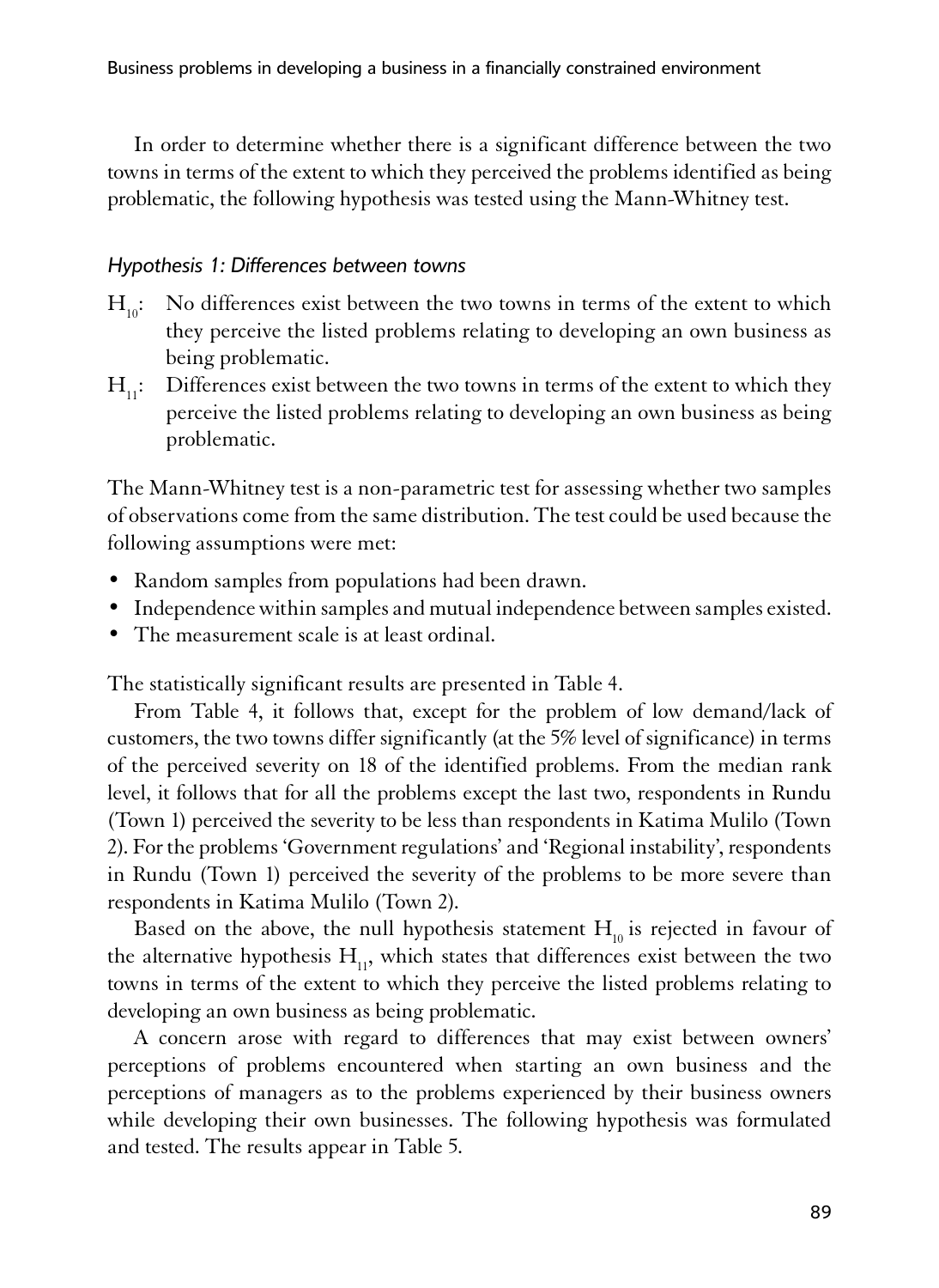In order to determine whether there is a significant difference between the two towns in terms of the extent to which they perceived the problems identified as being problematic, the following hypothesis was tested using the Mann-Whitney test.

*Hypothesis 1: Differences between towns*

- $H_{10}$: No differences exist between the two towns in terms of the extent to which they perceive the listed problems relating to developing an own business as being problematic.
- $H_{11}$: Differences exist between the two towns in terms of the extent to which they perceive the listed problems relating to developing an own business as being problematic.

The Mann-Whitney test is a non-parametric test for assessing whether two samples of observations come from the same distribution. The test could be used because the following assumptions were met:

- Random samples from populations had been drawn.
- Independence within samples and mutual independence between samples existed.
- The measurement scale is at least ordinal.

The statistically significant results are presented in Table 4.

From Table 4, it follows that, except for the problem of low demand/lack of customers, the two towns differ significantly (at the 5% level of significance) in terms of the perceived severity on 18 of the identified problems. From the median rank level, it follows that for all the problems except the last two, respondents in Rundu (Town 1) perceived the severity to be less than respondents in Katima Mulilo (Town 2). For the problems 'Government regulations' and 'Regional instability', respondents in Rundu (Town 1) perceived the severity of the problems to be more severe than respondents in Katima Mulilo (Town 2).

Based on the above, the null hypothesis statement $H_{10}$ is rejected in favour of the alternative hypothesis $H_{11}$, which states that differences exist between the two towns in terms of the extent to which they perceive the listed problems relating to developing an own business as being problematic.

A concern arose with regard to differences that may exist between owners' perceptions of problems encountered when starting an own business and the perceptions of managers as to the problems experienced by their business owners while developing their own businesses. The following hypothesis was formulated and tested. The results appear in Table 5.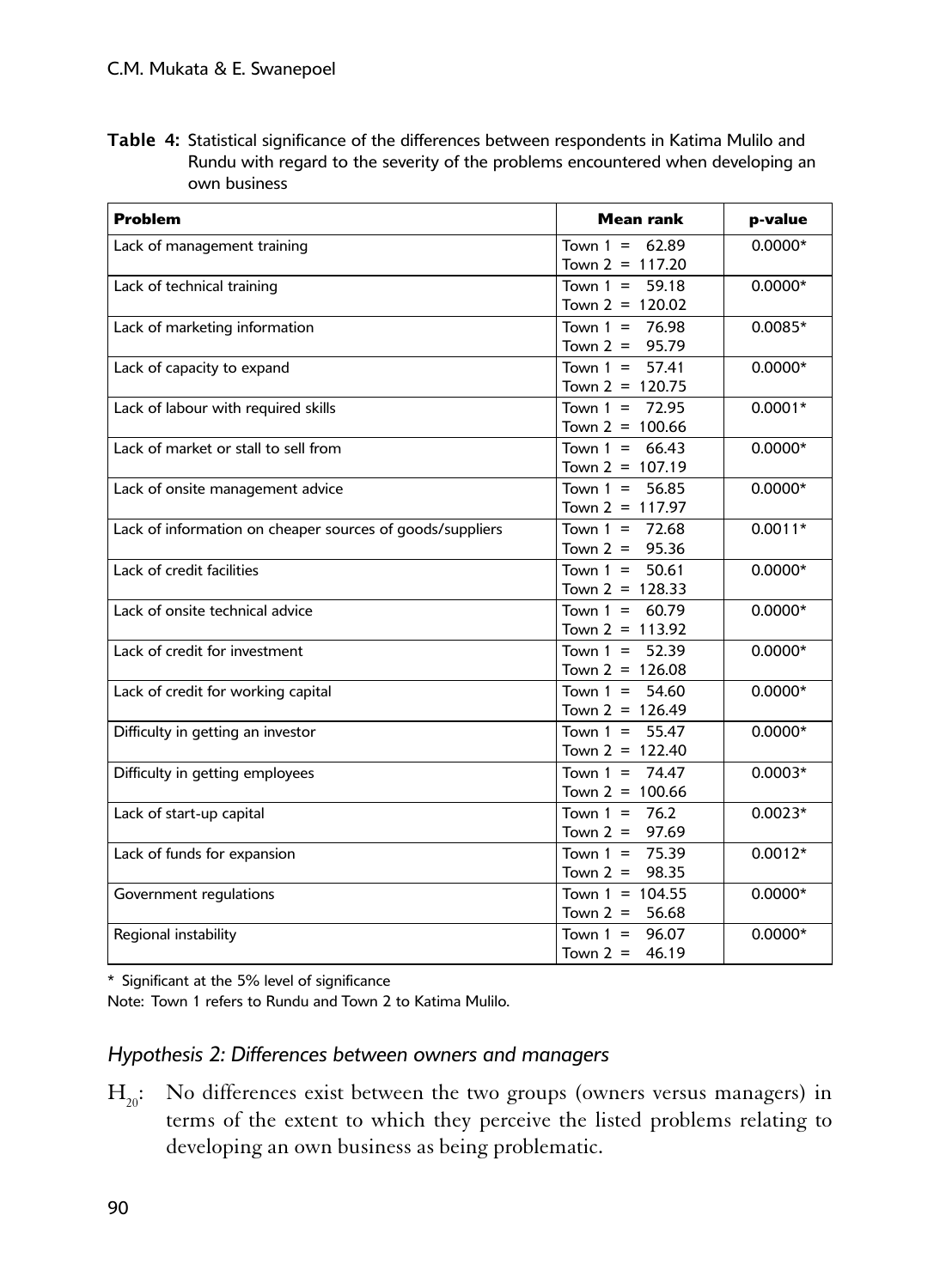**Table 4:** Statistical significance of the differences between respondents in Katima Mulilo and Rundu with regard to the severity of the problems encountered when developing an own business

| Problem | Mean rank | p-value |
|---|---|---|
| Lack of management training | Town 1 = 62.89<br>Town 2 = 117.20 | 0.0000* |
| Lack of technical training | Town 1 = 59.18<br>Town 2 = 120.02 | 0.0000* |
| Lack of marketing information | Town 1 = 76.98<br>Town 2 = 95.79 | 0.0085* |
| Lack of capacity to expand | Town 1 = 57.41<br>Town 2 = 120.75 | 0.0000* |
| Lack of labour with required skills | Town 1 = 72.95<br>Town 2 = 100.66 | 0.0001* |
| Lack of market or stall to sell from | Town 1 = 66.43<br>Town 2 = 107.19 | 0.0000* |
| Lack of onsite management advice | Town 1 = 56.85<br>Town 2 = 117.97 | 0.0000* |
| Lack of information on cheaper sources of goods/suppliers | Town 1 = 72.68<br>Town 2 = 95.36 | 0.0011* |
| Lack of credit facilities | Town 1 = 50.61<br>Town 2 = 128.33 | 0.0000* |
| Lack of onsite technical advice | Town 1 = 60.79<br>Town 2 = 113.92 | 0.0000* |
| Lack of credit for investment | Town 1 = 52.39<br>Town 2 = 126.08 | 0.0000* |
| Lack of credit for working capital | Town 1 = 54.60<br>Town 2 = 126.49 | 0.0000* |
| Difficulty in getting an investor | Town 1 = 55.47<br>Town 2 = 122.40 | 0.0000* |
| Difficulty in getting employees | Town 1 = 74.47<br>Town 2 = 100.66 | 0.0003* |
| Lack of start-up capital | Town 1 = 76.2<br>Town 2 = 97.69 | 0.0023* |
| Lack of funds for expansion | Town 1 = 75.39<br>Town 2 = 98.35 | 0.0012* |
| Government regulations | Town 1 = 104.55<br>Town 2 = 56.68 | 0.0000* |
| Regional instability | Town 1 = 96.07<br>Town 2 = 46.19 | 0.0000* |

\* Significant at the 5% level of significance

Note: Town 1 refers to Rundu and Town 2 to Katima Mulilo.

### *Hypothesis 2: Differences between owners and managers*

$H_{20}$: No differences exist between the two groups (owners versus managers) in terms of the extent to which they perceive the listed problems relating to developing an own business as being problematic.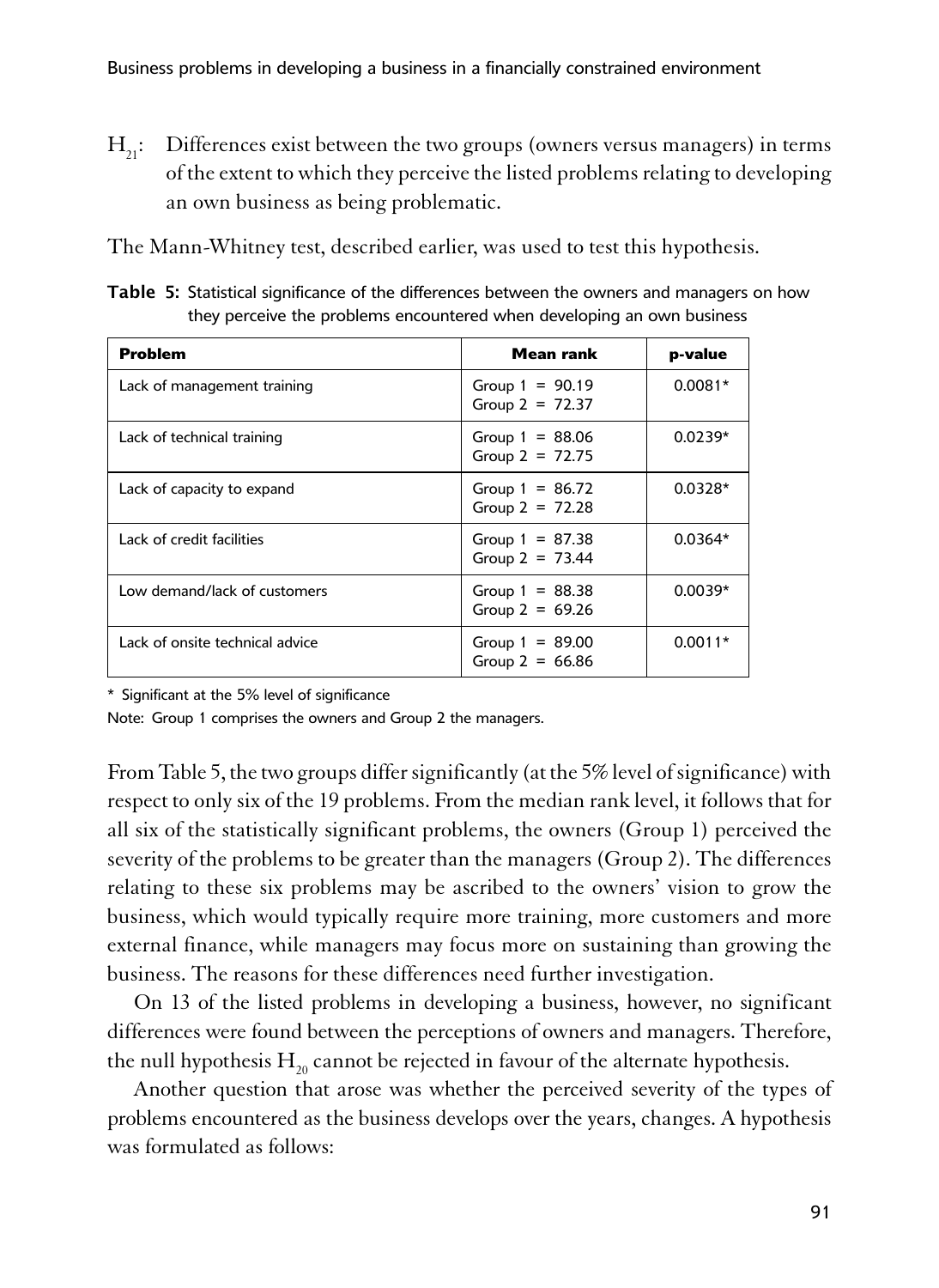$H_{21}$: Differences exist between the two groups (owners versus managers) in terms of the extent to which they perceive the listed problems relating to developing an own business as being problematic.

The Mann-Whitney test, described earlier, was used to test this hypothesis.

**Table 5:** Statistical significance of the differences between the owners and managers on how they perceive the problems encountered when developing an own business

| Problem | Mean rank | p-value |
|---|---|---|
| Lack of management training | Group 1 = 90.19<br>Group 2 = 72.37 | 0.0081* |
| Lack of technical training | Group 1 = 88.06<br>Group 2 = 72.75 | 0.0239* |
| Lack of capacity to expand | Group 1 = 86.72<br>Group 2 = 72.28 | 0.0328* |
| Lack of credit facilities | Group 1 = 87.38<br>Group 2 = 73.44 | 0.0364* |
| Low demand/lack of customers | Group 1 = 88.38<br>Group 2 = 69.26 | 0.0039* |
| Lack of onsite technical advice | Group 1 = 89.00<br>Group 2 = 66.86 | 0.0011* |

\* Significant at the 5% level of significance

Note: Group 1 comprises the owners and Group 2 the managers.

From Table 5, the two groups differ significantly (at the 5% level of significance) with respect to only six of the 19 problems. From the median rank level, it follows that for all six of the statistically significant problems, the owners (Group 1) perceived the severity of the problems to be greater than the managers (Group 2). The differences relating to these six problems may be ascribed to the owners' vision to grow the business, which would typically require more training, more customers and more external finance, while managers may focus more on sustaining than growing the business. The reasons for these differences need further investigation.

On 13 of the listed problems in developing a business, however, no significant differences were found between the perceptions of owners and managers. Therefore, the null hypothesis $H_{20}$ cannot be rejected in favour of the alternate hypothesis.

Another question that arose was whether the perceived severity of the types of problems encountered as the business develops over the years, changes. A hypothesis was formulated as follows: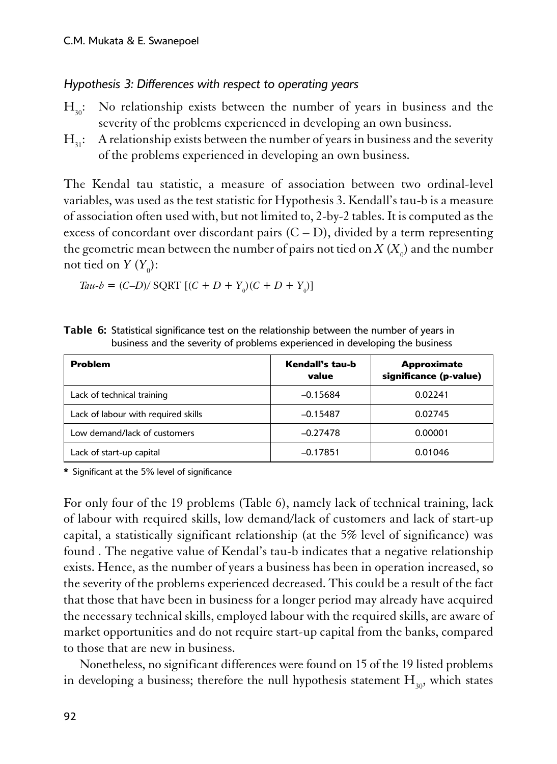*Hypothesis 3: Differences with respect to operating years*

$H_{30}$: No relationship exists between the number of years in business and the severity of the problems experienced in developing an own business.

$H_{31}$: A relationship exists between the number of years in business and the severity of the problems experienced in developing an own business.

The Kendal tau statistic, a measure of association between two ordinal-level variables, was used as the test statistic for Hypothesis 3. Kendall's tau-b is a measure of association often used with, but not limited to, 2-by-2 tables. It is computed as the excess of concordant over discordant pairs (C – D), divided by a term representing the geometric mean between the number of pairs not tied on $X$ ($X_0$) and the number not tied on $Y$ ($Y_0$):

$$Tau\text{-}b = (C{-}D)/\ \text{SQRT}\ [(C + D + Y_0)(C + D + Y_0)]$$

**Table 6:** Statistical significance test on the relationship between the number of years in business and the severity of problems experienced in developing the business

| Problem | Kendall's tau-b value | Approximate significance (p-value) |
|---|---|---|
| Lack of technical training | –0.15684 | 0.02241 |
| Lack of labour with required skills | –0.15487 | 0.02745 |
| Low demand/lack of customers | –0.27478 | 0.00001 |
| Lack of start-up capital | –0.17851 | 0.01046 |

\* Significant at the 5% level of significance

For only four of the 19 problems (Table 6), namely lack of technical training, lack of labour with required skills, low demand/lack of customers and lack of start-up capital, a statistically significant relationship (at the 5% level of significance) was found . The negative value of Kendal's tau-b indicates that a negative relationship exists. Hence, as the number of years a business has been in operation increased, so the severity of the problems experienced decreased. This could be a result of the fact that those that have been in business for a longer period may already have acquired the necessary technical skills, employed labour with the required skills, are aware of market opportunities and do not require start-up capital from the banks, compared to those that are new in business.

Nonetheless, no significant differences were found on 15 of the 19 listed problems in developing a business; therefore the null hypothesis statement $H_{30}$, which states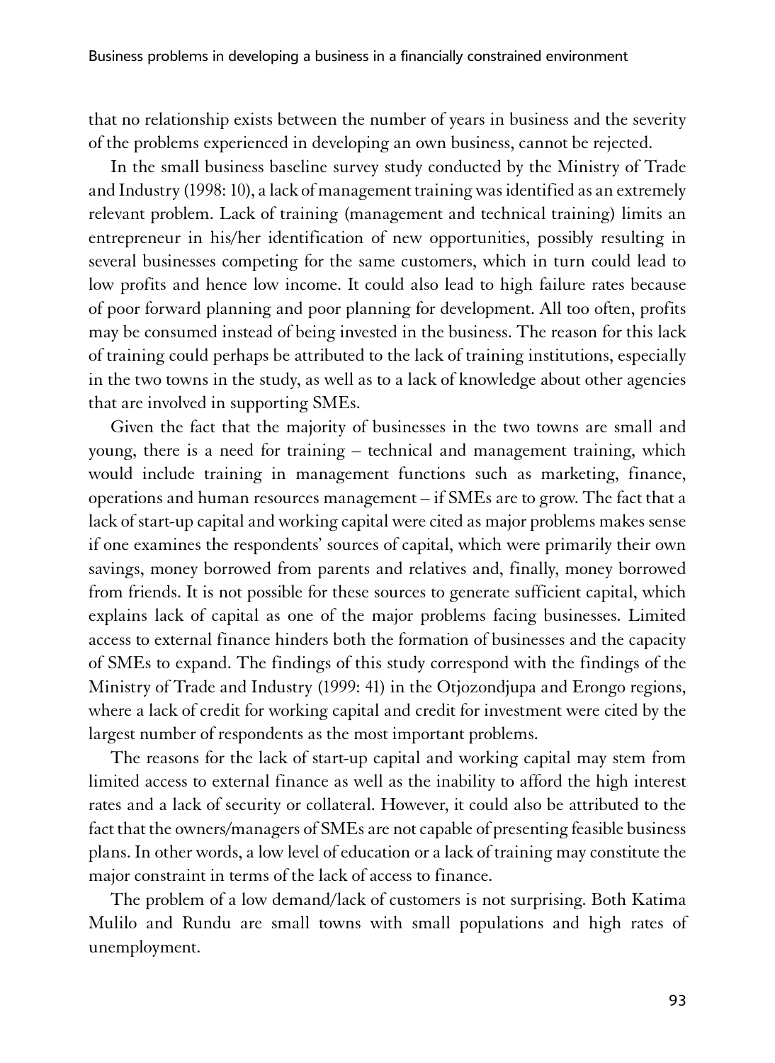that no relationship exists between the number of years in business and the severity of the problems experienced in developing an own business, cannot be rejected.

In the small business baseline survey study conducted by the Ministry of Trade and Industry (1998: 10), a lack of management training was identified as an extremely relevant problem. Lack of training (management and technical training) limits an entrepreneur in his/her identification of new opportunities, possibly resulting in several businesses competing for the same customers, which in turn could lead to low profits and hence low income. It could also lead to high failure rates because of poor forward planning and poor planning for development. All too often, profits may be consumed instead of being invested in the business. The reason for this lack of training could perhaps be attributed to the lack of training institutions, especially in the two towns in the study, as well as to a lack of knowledge about other agencies that are involved in supporting SMEs.

Given the fact that the majority of businesses in the two towns are small and young, there is a need for training – technical and management training, which would include training in management functions such as marketing, finance, operations and human resources management – if SMEs are to grow. The fact that a lack of start-up capital and working capital were cited as major problems makes sense if one examines the respondents' sources of capital, which were primarily their own savings, money borrowed from parents and relatives and, finally, money borrowed from friends. It is not possible for these sources to generate sufficient capital, which explains lack of capital as one of the major problems facing businesses. Limited access to external finance hinders both the formation of businesses and the capacity of SMEs to expand. The findings of this study correspond with the findings of the Ministry of Trade and Industry (1999: 41) in the Otjozondjupa and Erongo regions, where a lack of credit for working capital and credit for investment were cited by the largest number of respondents as the most important problems.

The reasons for the lack of start-up capital and working capital may stem from limited access to external finance as well as the inability to afford the high interest rates and a lack of security or collateral. However, it could also be attributed to the fact that the owners/managers of SMEs are not capable of presenting feasible business plans. In other words, a low level of education or a lack of training may constitute the major constraint in terms of the lack of access to finance.

The problem of a low demand/lack of customers is not surprising. Both Katima Mulilo and Rundu are small towns with small populations and high rates of unemployment.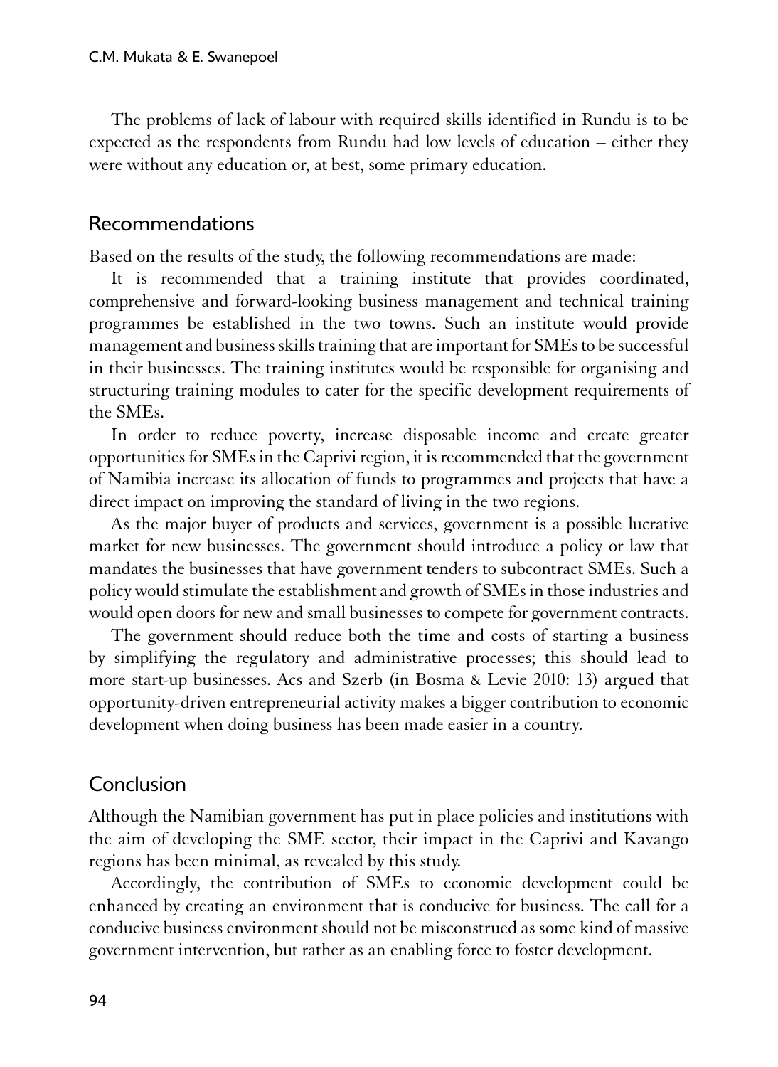The problems of lack of labour with required skills identified in Rundu is to be expected as the respondents from Rundu had low levels of education – either they were without any education or, at best, some primary education.

## Recommendations

Based on the results of the study, the following recommendations are made:

It is recommended that a training institute that provides coordinated, comprehensive and forward-looking business management and technical training programmes be established in the two towns. Such an institute would provide management and business skills training that are important for SMEs to be successful in their businesses. The training institutes would be responsible for organising and structuring training modules to cater for the specific development requirements of the SMEs.

In order to reduce poverty, increase disposable income and create greater opportunities for SMEs in the Caprivi region, it is recommended that the government of Namibia increase its allocation of funds to programmes and projects that have a direct impact on improving the standard of living in the two regions.

As the major buyer of products and services, government is a possible lucrative market for new businesses. The government should introduce a policy or law that mandates the businesses that have government tenders to subcontract SMEs. Such a policy would stimulate the establishment and growth of SMEs in those industries and would open doors for new and small businesses to compete for government contracts.

The government should reduce both the time and costs of starting a business by simplifying the regulatory and administrative processes; this should lead to more start-up businesses. Acs and Szerb (in Bosma & Levie 2010: 13) argued that opportunity-driven entrepreneurial activity makes a bigger contribution to economic development when doing business has been made easier in a country.

## Conclusion

Although the Namibian government has put in place policies and institutions with the aim of developing the SME sector, their impact in the Caprivi and Kavango regions has been minimal, as revealed by this study.

Accordingly, the contribution of SMEs to economic development could be enhanced by creating an environment that is conducive for business. The call for a conducive business environment should not be misconstrued as some kind of massive government intervention, but rather as an enabling force to foster development.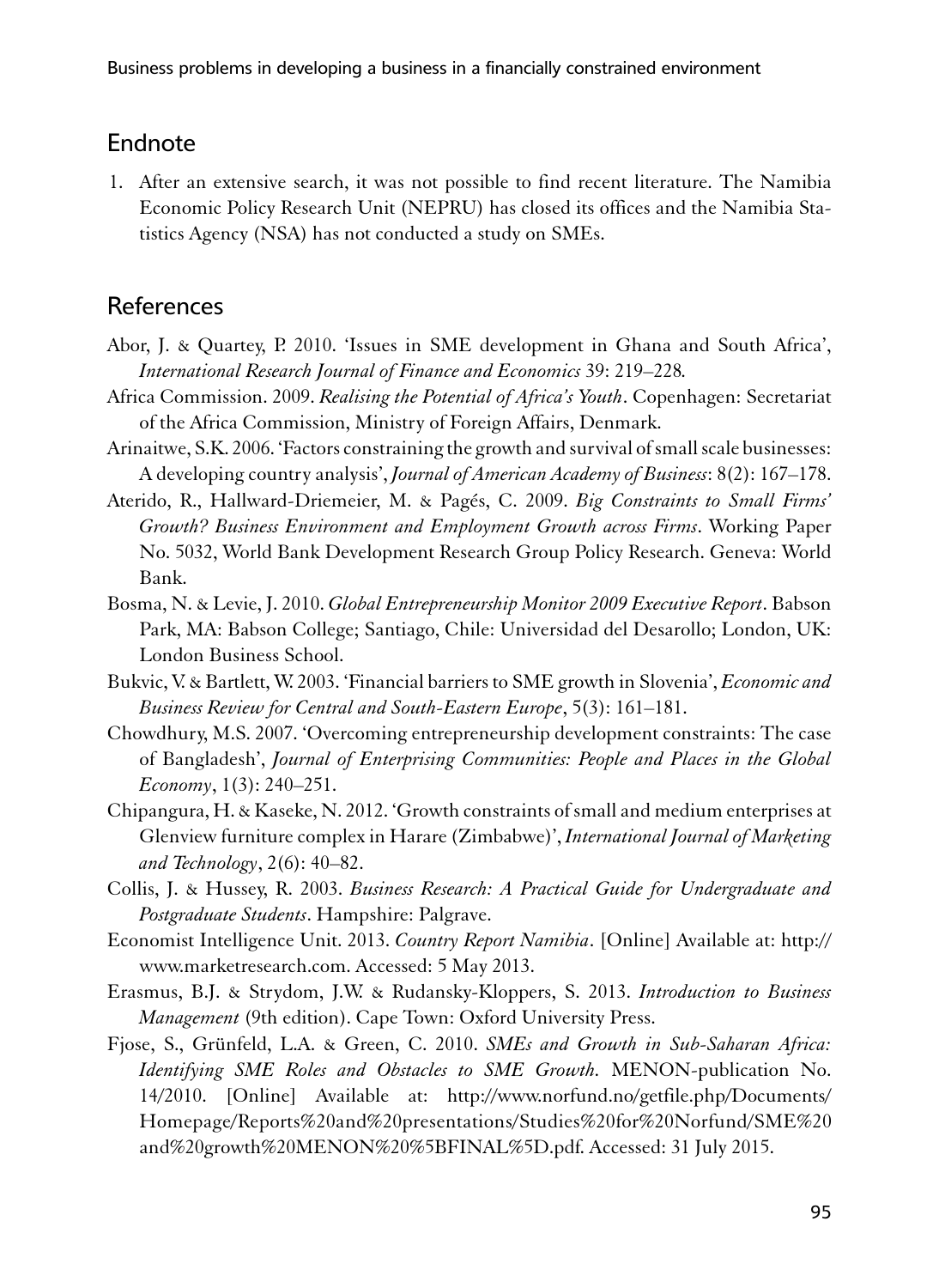## Endnote

1. After an extensive search, it was not possible to find recent literature. The Namibia Economic Policy Research Unit (NEPRU) has closed its offices and the Namibia Statistics Agency (NSA) has not conducted a study on SMEs.

## References

Abor, J. & Quartey, P. 2010. 'Issues in SME development in Ghana and South Africa', *International Research Journal of Finance and Economics* 39: 219–228.

Africa Commission. 2009. *Realising the Potential of Africa's Youth*. Copenhagen: Secretariat of the Africa Commission, Ministry of Foreign Affairs, Denmark.

Arinaitwe, S.K. 2006. 'Factors constraining the growth and survival of small scale businesses: A developing country analysis', *Journal of American Academy of Business*: 8(2): 167–178.

Aterido, R., Hallward-Driemeier, M. & Pagés, C. 2009. *Big Constraints to Small Firms' Growth? Business Environment and Employment Growth across Firms*. Working Paper No. 5032, World Bank Development Research Group Policy Research. Geneva: World Bank.

Bosma, N. & Levie, J. 2010. *Global Entrepreneurship Monitor 2009 Executive Report*. Babson Park, MA: Babson College; Santiago, Chile: Universidad del Desarollo; London, UK: London Business School.

Bukvic, V. & Bartlett, W. 2003. 'Financial barriers to SME growth in Slovenia', *Economic and Business Review for Central and South-Eastern Europe*, 5(3): 161–181.

Chowdhury, M.S. 2007. 'Overcoming entrepreneurship development constraints: The case of Bangladesh', *Journal of Enterprising Communities: People and Places in the Global Economy*, 1(3): 240–251.

Chipangura, H. & Kaseke, N. 2012. 'Growth constraints of small and medium enterprises at Glenview furniture complex in Harare (Zimbabwe)', *International Journal of Marketing and Technology*, 2(6): 40–82.

Collis, J. & Hussey, R. 2003. *Business Research: A Practical Guide for Undergraduate and Postgraduate Students*. Hampshire: Palgrave.

Economist Intelligence Unit. 2013. *Country Report Namibia*. [Online] Available at: http://www.marketresearch.com. Accessed: 5 May 2013.

Erasmus, B.J. & Strydom, J.W. & Rudansky-Kloppers, S. 2013. *Introduction to Business Management* (9th edition). Cape Town: Oxford University Press.

Fjose, S., Grünfeld, L.A. & Green, C. 2010. *SMEs and Growth in Sub-Saharan Africa: Identifying SME Roles and Obstacles to SME Growth.* MENON-publication No. 14/2010. [Online] Available at: http://www.norfund.no/getfile.php/Documents/Homepage/Reports%20and%20presentations/Studies%20for%20Norfund/SME%20and%20growth%20MENON%20%5BFINAL%5D.pdf. Accessed: 31 July 2015.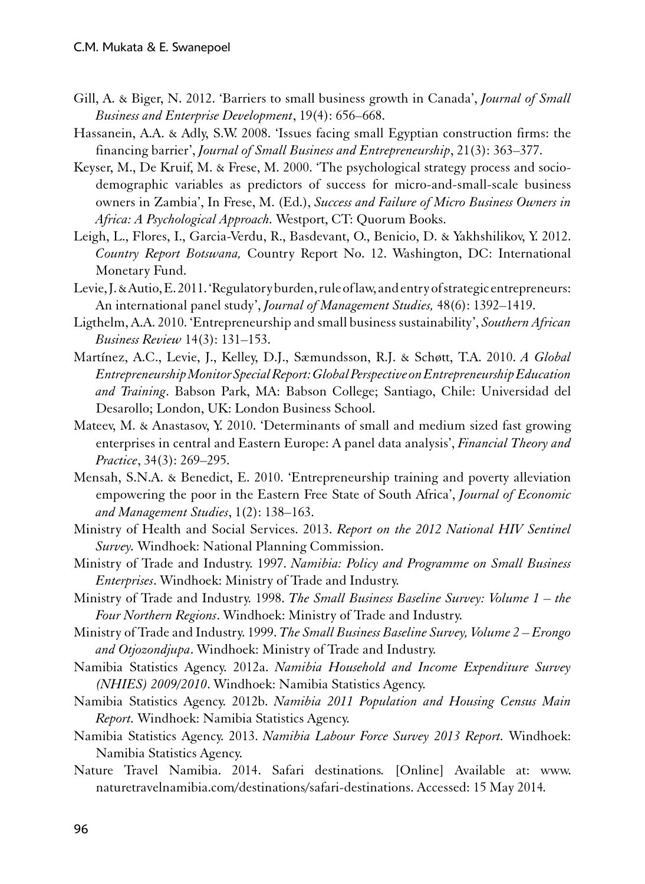Gill, A. & Biger, N. 2012. 'Barriers to small business growth in Canada', *Journal of Small Business and Enterprise Development*, 19(4): 656–668.

Hassanein, A.A. & Adly, S.W. 2008. 'Issues facing small Egyptian construction firms: the financing barrier', *Journal of Small Business and Entrepreneurship*, 21(3): 363–377.

Keyser, M., De Kruif, M. & Frese, M. 2000. 'The psychological strategy process and socio-demographic variables as predictors of success for micro-and-small-scale business owners in Zambia', In Frese, M. (Ed.), *Success and Failure of Micro Business Owners in Africa: A Psychological Approach.* Westport, CT: Quorum Books.

Leigh, L., Flores, I., Garcia-Verdu, R., Basdevant, O., Benicio, D. & Yakhshilikov, Y. 2012. *Country Report Botswana,* Country Report No. 12. Washington, DC: International Monetary Fund.

Levie, J. & Autio, E. 2011. 'Regulatory burden, rule of law, and entry of strategic entrepreneurs: An international panel study', *Journal of Management Studies,* 48(6): 1392–1419.

Ligthelm, A.A. 2010. 'Entrepreneurship and small business sustainability', *Southern African Business Review* 14(3): 131–153.

Martínez, A.C., Levie, J., Kelley, D.J., Sæmundsson, R.J. & Schøtt, T.A. 2010. *A Global Entrepreneurship Monitor Special Report: Global Perspective on Entrepreneurship Education and Training*. Babson Park, MA: Babson College; Santiago, Chile: Universidad del Desarollo; London, UK: London Business School.

Mateev, M. & Anastasov, Y. 2010. 'Determinants of small and medium sized fast growing enterprises in central and Eastern Europe: A panel data analysis', *Financial Theory and Practice*, 34(3): 269–295.

Mensah, S.N.A. & Benedict, E. 2010. 'Entrepreneurship training and poverty alleviation empowering the poor in the Eastern Free State of South Africa', *Journal of Economic and Management Studies*, 1(2): 138–163.

Ministry of Health and Social Services. 2013. *Report on the 2012 National HIV Sentinel Survey.* Windhoek: National Planning Commission.

Ministry of Trade and Industry. 1997. *Namibia: Policy and Programme on Small Business Enterprises*. Windhoek: Ministry of Trade and Industry.

Ministry of Trade and Industry. 1998. *The Small Business Baseline Survey: Volume 1 – the Four Northern Regions*. Windhoek: Ministry of Trade and Industry.

Ministry of Trade and Industry. 1999. *The Small Business Baseline Survey, Volume 2 – Erongo and Otjozondjupa*. Windhoek: Ministry of Trade and Industry.

Namibia Statistics Agency. 2012a. *Namibia Household and Income Expenditure Survey (NHIES) 2009/2010*. Windhoek: Namibia Statistics Agency.

Namibia Statistics Agency. 2012b. *Namibia 2011 Population and Housing Census Main Report.* Windhoek: Namibia Statistics Agency.

Namibia Statistics Agency. 2013. *Namibia Labour Force Survey 2013 Report.* Windhoek: Namibia Statistics Agency.

Nature Travel Namibia. 2014. Safari destinations. [Online] Available at: www.naturetravelnamibia.com/destinations/safari-destinations. Accessed: 15 May 2014.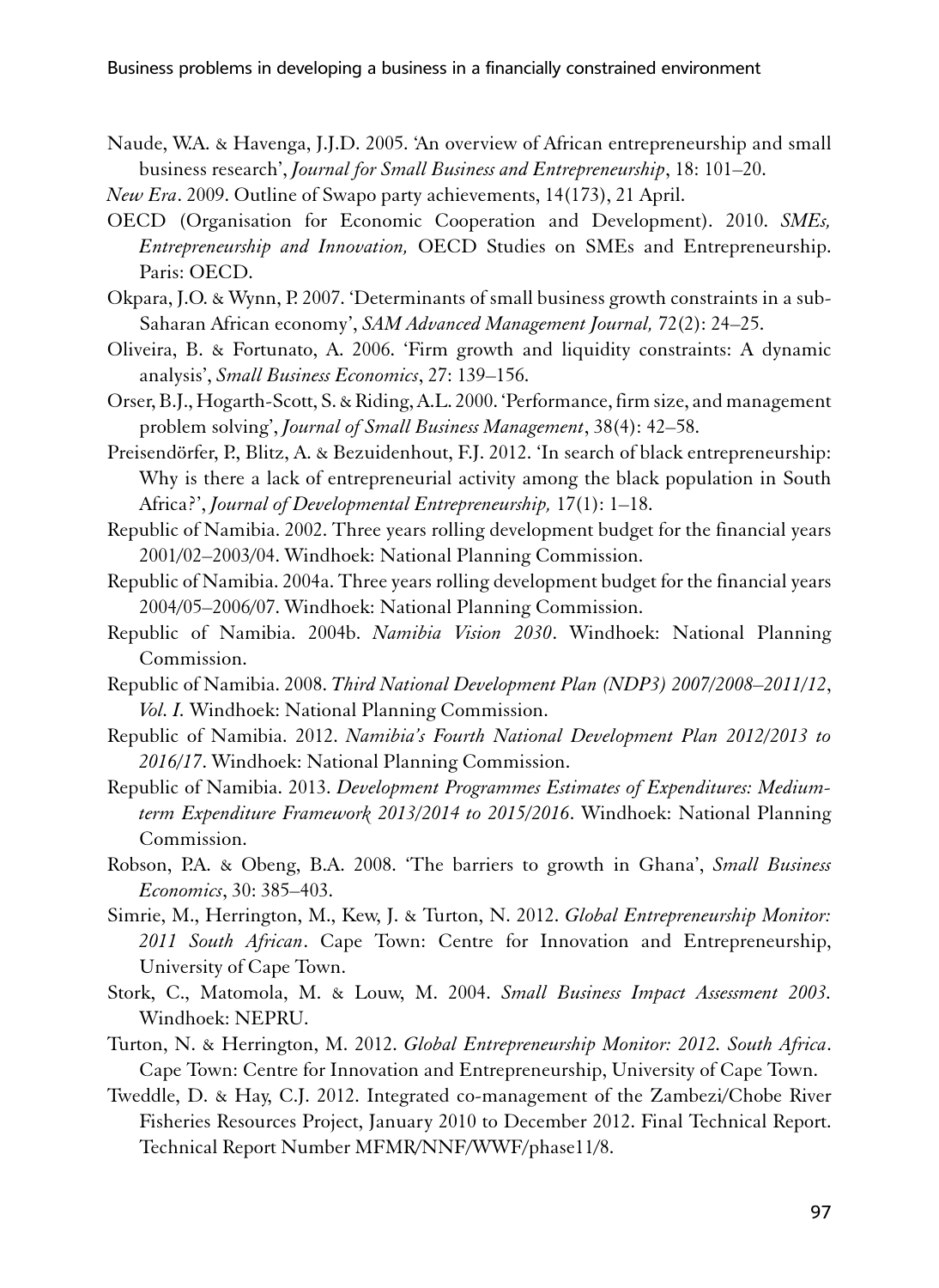Naude, W.A. & Havenga, J.J.D. 2005. 'An overview of African entrepreneurship and small business research', *Journal for Small Business and Entrepreneurship*, 18: 101–20.

*New Era*. 2009. Outline of Swapo party achievements, 14(173), 21 April.

OECD (Organisation for Economic Cooperation and Development). 2010. *SMEs, Entrepreneurship and Innovation,* OECD Studies on SMEs and Entrepreneurship. Paris: OECD.

Okpara, J.O. & Wynn, P. 2007. 'Determinants of small business growth constraints in a sub-Saharan African economy', *SAM Advanced Management Journal,* 72(2): 24–25.

Oliveira, B. & Fortunato, A. 2006. 'Firm growth and liquidity constraints: A dynamic analysis', *Small Business Economics*, 27: 139–156.

Orser, B.J., Hogarth-Scott, S. & Riding, A.L. 2000. 'Performance, firm size, and management problem solving', *Journal of Small Business Management*, 38(4): 42–58.

Preisendörfer, P., Blitz, A. & Bezuidenhout, F.J. 2012. 'In search of black entrepreneurship: Why is there a lack of entrepreneurial activity among the black population in South Africa?', *Journal of Developmental Entrepreneurship,* 17(1): 1–18.

Republic of Namibia. 2002. Three years rolling development budget for the financial years 2001/02–2003/04. Windhoek: National Planning Commission.

Republic of Namibia. 2004a. Three years rolling development budget for the financial years 2004/05–2006/07. Windhoek: National Planning Commission.

Republic of Namibia. 2004b. *Namibia Vision 2030*. Windhoek: National Planning Commission.

Republic of Namibia. 2008. *Third National Development Plan (NDP3) 2007/2008–2011/12*, *Vol. I.* Windhoek: National Planning Commission.

Republic of Namibia. 2012. *Namibia's Fourth National Development Plan 2012/2013 to 2016/17*. Windhoek: National Planning Commission.

Republic of Namibia. 2013. *Development Programmes Estimates of Expenditures: Medium-term Expenditure Framework 2013/2014 to 2015/2016*. Windhoek: National Planning Commission.

Robson, P.A. & Obeng, B.A. 2008. 'The barriers to growth in Ghana', *Small Business Economics*, 30: 385–403.

Simrie, M., Herrington, M., Kew, J. & Turton, N. 2012. *Global Entrepreneurship Monitor: 2011 South African*. Cape Town: Centre for Innovation and Entrepreneurship, University of Cape Town.

Stork, C., Matomola, M. & Louw, M. 2004. *Small Business Impact Assessment 2003.* Windhoek: NEPRU.

Turton, N. & Herrington, M. 2012. *Global Entrepreneurship Monitor: 2012. South Africa*. Cape Town: Centre for Innovation and Entrepreneurship, University of Cape Town.

Tweddle, D. & Hay, C.J. 2012. Integrated co-management of the Zambezi/Chobe River Fisheries Resources Project, January 2010 to December 2012. Final Technical Report. Technical Report Number MFMR/NNF/WWF/phase11/8.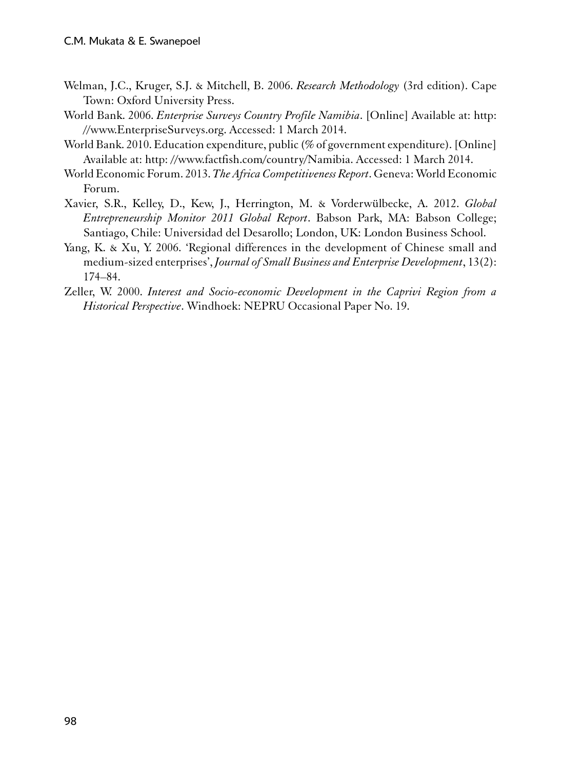Welman, J.C., Kruger, S.J. & Mitchell, B. 2006. *Research Methodology* (3rd edition). Cape Town: Oxford University Press.

World Bank. 2006. *Enterprise Surveys Country Profile Namibia*. [Online] Available at: http: //www.EnterpriseSurveys.org. Accessed: 1 March 2014.

World Bank. 2010. Education expenditure, public (% of government expenditure). [Online] Available at: http: //www.factfish.com/country/Namibia. Accessed: 1 March 2014.

World Economic Forum. 2013. *The Africa Competitiveness Report*. Geneva: World Economic Forum.

Xavier, S.R., Kelley, D., Kew, J., Herrington, M. & Vorderwülbecke, A. 2012. *Global Entrepreneurship Monitor 2011 Global Report*. Babson Park, MA: Babson College; Santiago, Chile: Universidad del Desarollo; London, UK: London Business School.

Yang, K. & Xu, Y. 2006. 'Regional differences in the development of Chinese small and medium-sized enterprises', *Journal of Small Business and Enterprise Development*, 13(2): 174–84.

Zeller, W. 2000. *Interest and Socio-economic Development in the Caprivi Region from a Historical Perspective*. Windhoek: NEPRU Occasional Paper No. 19.